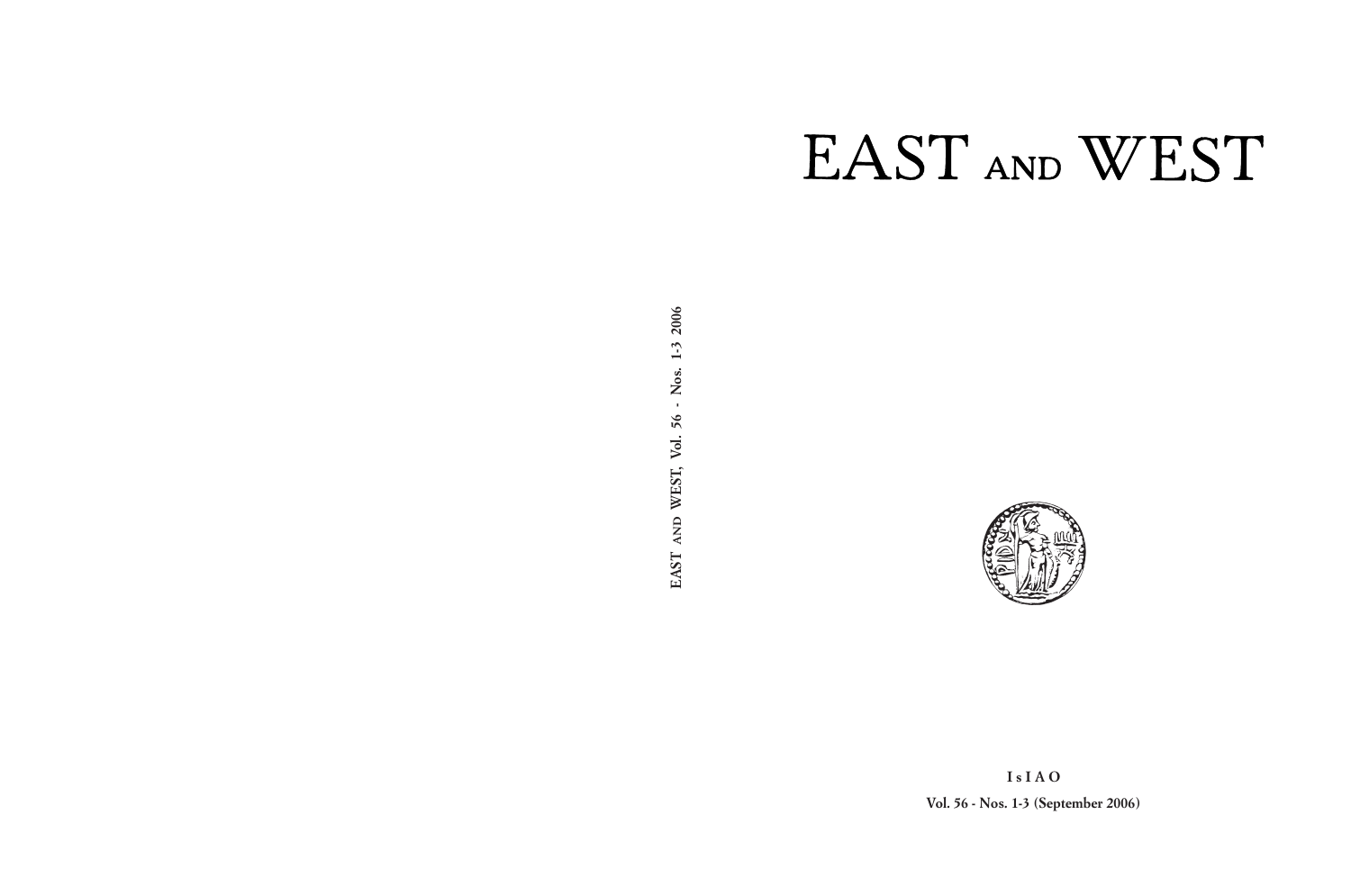# EAST AND WEST

EAST AND WEST, Vol. 56 - Nos. 1-3 2006

IsIAO

Vol. 56 - Nos. 1-3 (September 2006)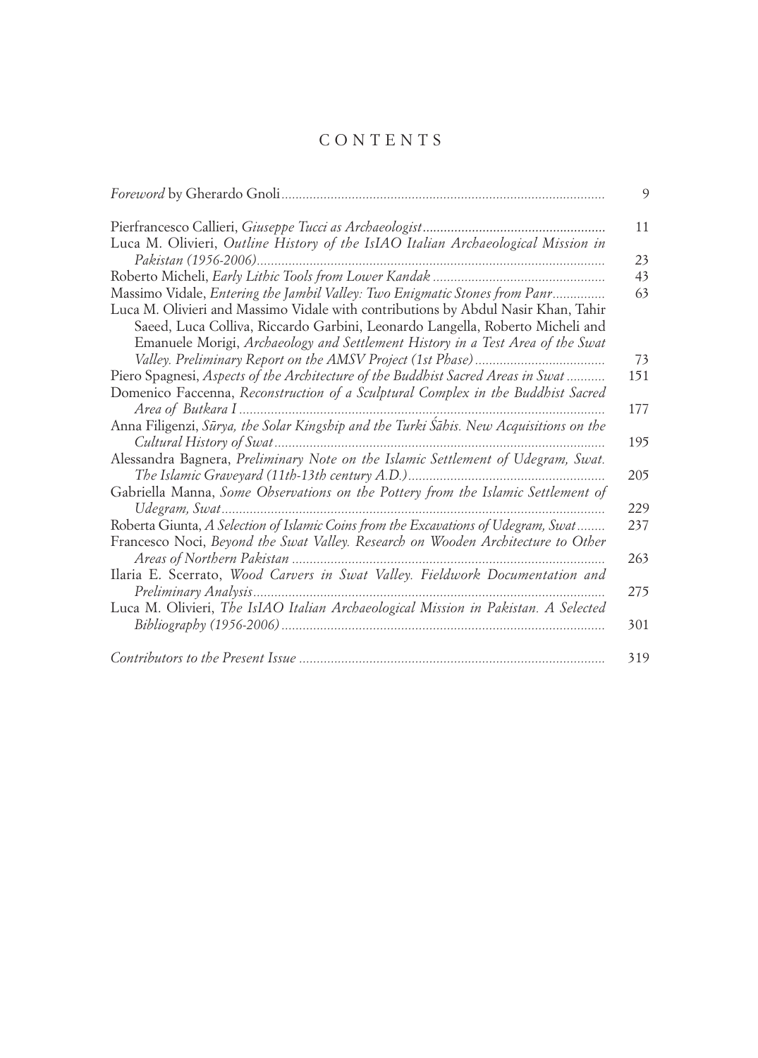# CONTENTS

| | |
|---|---|
| *Foreword* by Gherardo Gnoli | 9 |
| Pierfrancesco Callieri, *Giuseppe Tucci as Archaeologist* | 11 |
| Luca M. Olivieri, *Outline History of the IsIAO Italian Archaeological Mission in Pakistan (1956-2006)* | 23 |
| Roberto Micheli, *Early Lithic Tools from Lower Kandak* | 43 |
| Massimo Vidale, *Entering the Jambil Valley: Two Enigmatic Stones from Panr* | 63 |
| Luca M. Olivieri and Massimo Vidale with contributions by Abdul Nasir Khan, Tahir Saeed, Luca Colliva, Riccardo Garbini, Leonardo Langella, Roberto Micheli and Emanuele Morigi, *Archaeology and Settlement History in a Test Area of the Swat Valley. Preliminary Report on the AMSV Project (1st Phase)* | 73 |
| Piero Spagnesi, *Aspects of the Architecture of the Buddhist Sacred Areas in Swat* | 151 |
| Domenico Faccenna, *Reconstruction of a Sculptural Complex in the Buddhist Sacred Area of Butkara I* | 177 |
| Anna Filigenzi, *Sūrya, the Solar Kingship and the Turki Śāhis. New Acquisitions on the Cultural History of Swat* | 195 |
| Alessandra Bagnera, *Preliminary Note on the Islamic Settlement of Udegram, Swat. The Islamic Graveyard (11th-13th century A.D.)* | 205 |
| Gabriella Manna, *Some Observations on the Pottery from the Islamic Settlement of Udegram, Swat* | 229 |
| Roberta Giunta, *A Selection of Islamic Coins from the Excavations of Udegram, Swat* | 237 |
| Francesco Noci, *Beyond the Swat Valley. Research on Wooden Architecture to Other Areas of Northern Pakistan* | 263 |
| Ilaria E. Scerrato, *Wood Carvers in Swat Valley. Fieldwork Documentation and Preliminary Analysis* | 275 |
| Luca M. Olivieri, *The IsIAO Italian Archaeological Mission in Pakistan. A Selected Bibliography (1956-2006)* | 301 |
| *Contributors to the Present Issue* | 319 |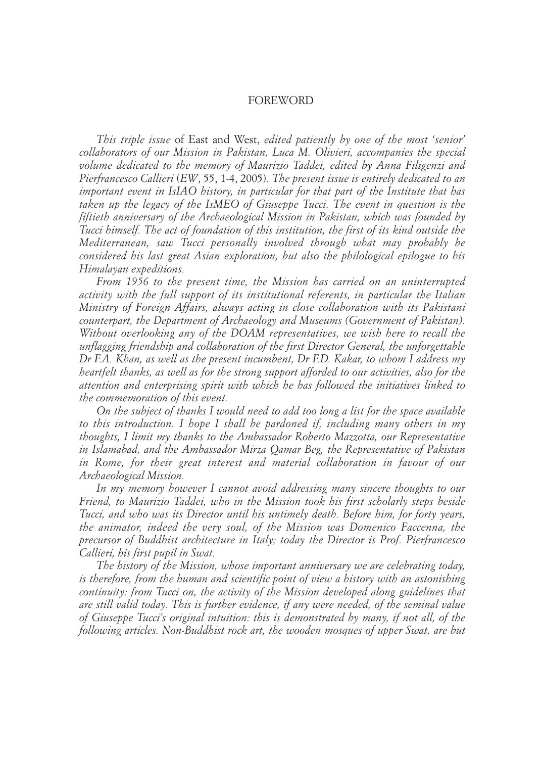# FOREWORD

*This triple issue* of East and West, *edited patiently by one of the most 'senior' collaborators of our Mission in Pakistan, Luca M. Olivieri, accompanies the special volume dedicated to the memory of Maurizio Taddei, edited by Anna Filigenzi and Pierfrancesco Callieri (EW, 55, 1-4, 2005). The present issue is entirely dedicated to an important event in IsIAO history, in particular for that part of the Institute that has taken up the legacy of the IsMEO of Giuseppe Tucci. The event in question is the fiftieth anniversary of the Archaeological Mission in Pakistan, which was founded by Tucci himself. The act of foundation of this institution, the first of its kind outside the Mediterranean, saw Tucci personally involved through what may probably be considered his last great Asian exploration, but also the philological epilogue to his Himalayan expeditions.*

*From 1956 to the present time, the Mission has carried on an uninterrupted activity with the full support of its institutional referents, in particular the Italian Ministry of Foreign Affairs, always acting in close collaboration with its Pakistani counterpart, the Department of Archaeology and Museums (Government of Pakistan). Without overlooking any of the DOAM representatives, we wish here to recall the unflagging friendship and collaboration of the first Director General, the unforgettable Dr F.A. Khan, as well as the present incumbent, Dr F.D. Kakar, to whom I address my heartfelt thanks, as well as for the strong support afforded to our activities, also for the attention and enterprising spirit with which he has followed the initiatives linked to the commemoration of this event.*

*On the subject of thanks I would need to add too long a list for the space available to this introduction. I hope I shall be pardoned if, including many others in my thoughts, I limit my thanks to the Ambassador Roberto Mazzotta, our Representative in Islamabad, and the Ambassador Mirza Qamar Beg, the Representative of Pakistan in Rome, for their great interest and material collaboration in favour of our Archaeological Mission.*

*In my memory however I cannot avoid addressing many sincere thoughts to our Friend, to Maurizio Taddei, who in the Mission took his first scholarly steps beside Tucci, and who was its Director until his untimely death. Before him, for forty years, the animator, indeed the very soul, of the Mission was Domenico Faccenna, the precursor of Buddhist architecture in Italy; today the Director is Prof. Pierfrancesco Callieri, his first pupil in Swat.*

*The history of the Mission, whose important anniversary we are celebrating today, is therefore, from the human and scientific point of view a history with an astonishing continuity: from Tucci on, the activity of the Mission developed along guidelines that are still valid today. This is further evidence, if any were needed, of the seminal value of Giuseppe Tucci's original intuition: this is demonstrated by many, if not all, of the following articles. Non-Buddhist rock art, the wooden mosques of upper Swat, are but*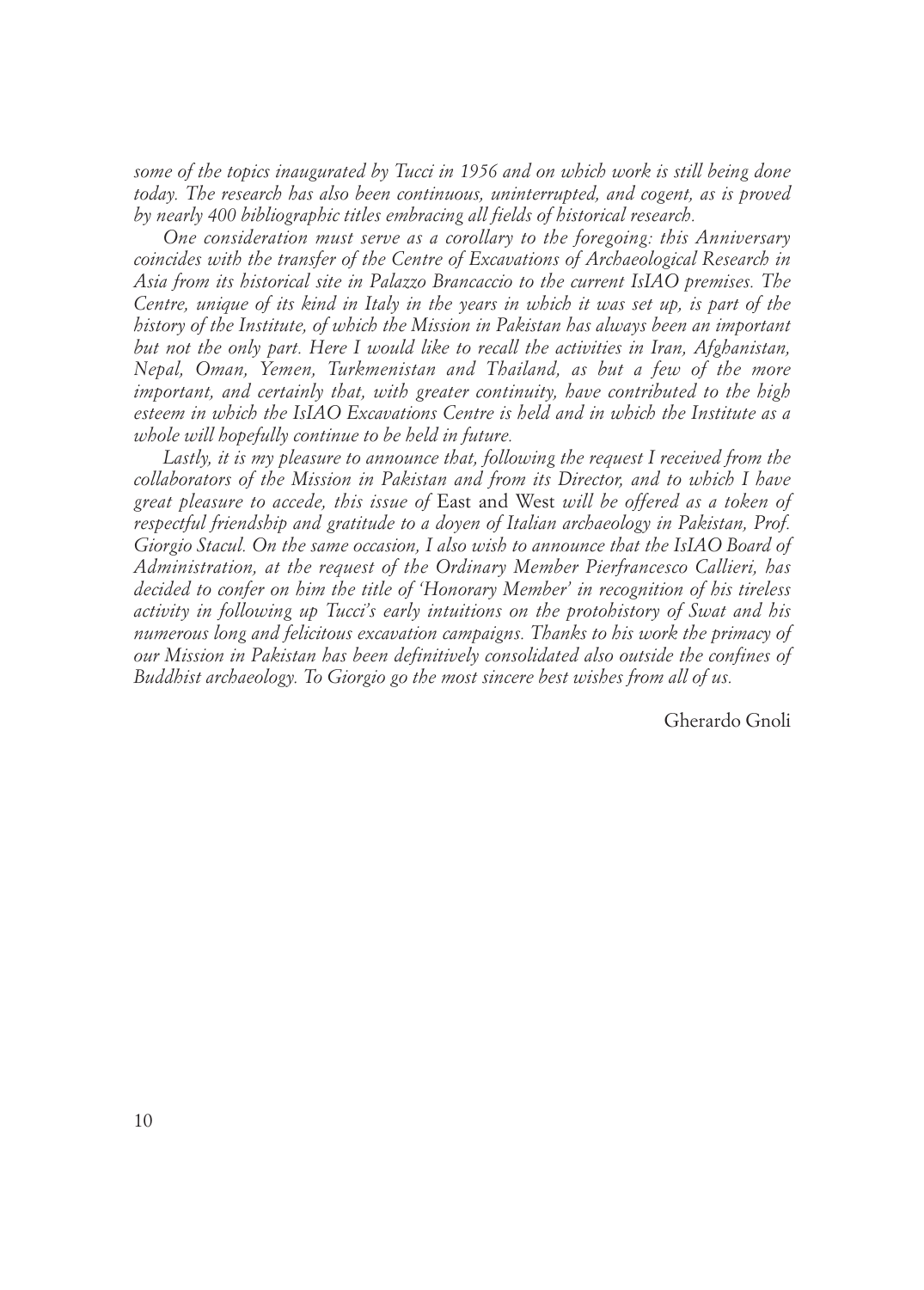*some of the topics inaugurated by Tucci in 1956 and on which work is still being done today. The research has also been continuous, uninterrupted, and cogent, as is proved by nearly 400 bibliographic titles embracing all fields of historical research.*

*One consideration must serve as a corollary to the foregoing: this Anniversary coincides with the transfer of the Centre of Excavations of Archaeological Research in Asia from its historical site in Palazzo Brancaccio to the current IsIAO premises. The Centre, unique of its kind in Italy in the years in which it was set up, is part of the history of the Institute, of which the Mission in Pakistan has always been an important but not the only part. Here I would like to recall the activities in Iran, Afghanistan, Nepal, Oman, Yemen, Turkmenistan and Thailand, as but a few of the more important, and certainly that, with greater continuity, have contributed to the high esteem in which the IsIAO Excavations Centre is held and in which the Institute as a whole will hopefully continue to be held in future.*

*Lastly, it is my pleasure to announce that, following the request I received from the collaborators of the Mission in Pakistan and from its Director, and to which I have great pleasure to accede, this issue of* East and West *will be offered as a token of respectful friendship and gratitude to a doyen of Italian archaeology in Pakistan, Prof. Giorgio Stacul. On the same occasion, I also wish to announce that the IsIAO Board of Administration, at the request of the Ordinary Member Pierfrancesco Callieri, has decided to confer on him the title of 'Honorary Member' in recognition of his tireless activity in following up Tucci's early intuitions on the protohistory of Swat and his numerous long and felicitous excavation campaigns. Thanks to his work the primacy of our Mission in Pakistan has been definitively consolidated also outside the confines of Buddhist archaeology. To Giorgio go the most sincere best wishes from all of us.*

Gherardo Gnoli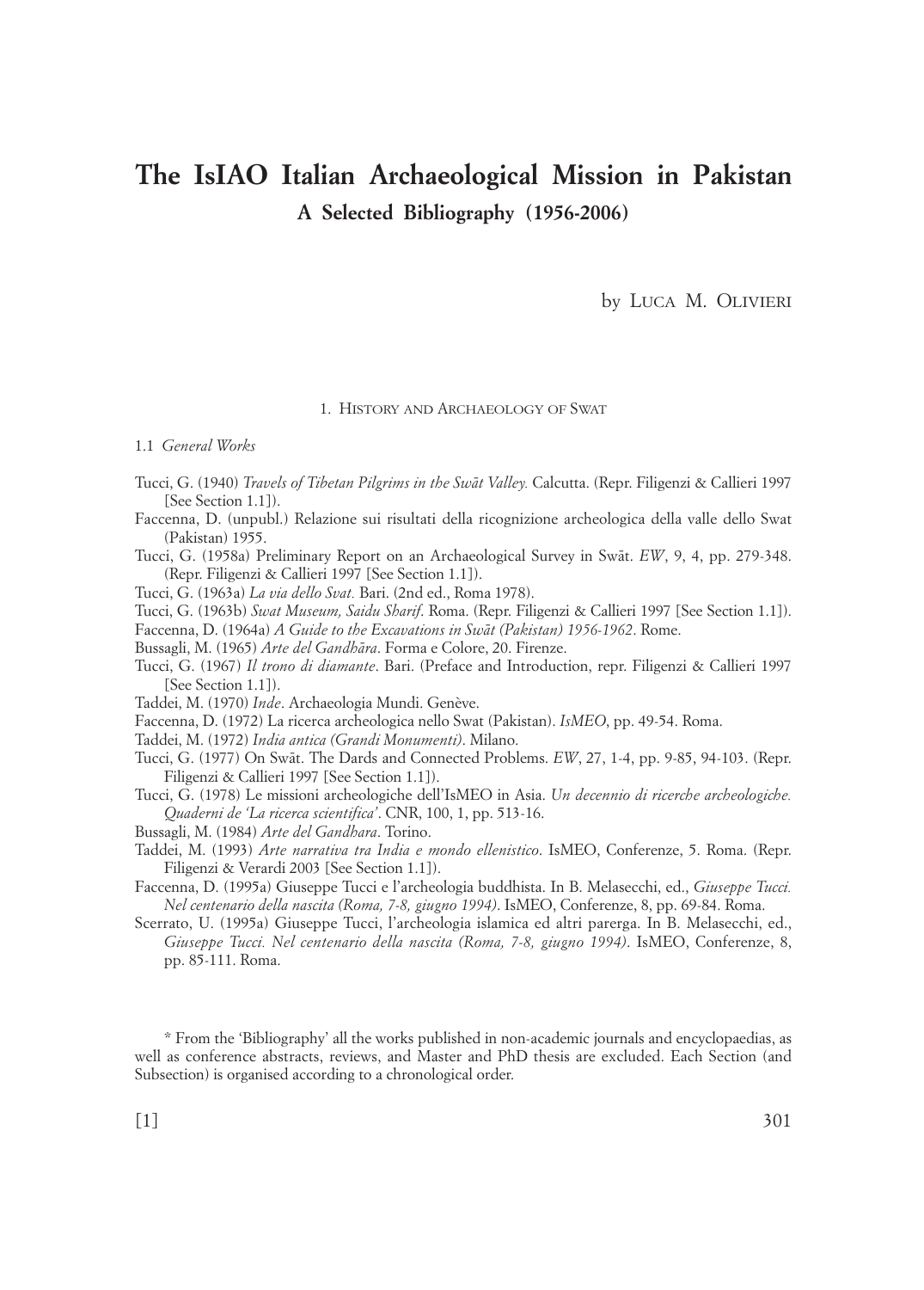# The IsIAO Italian Archaeological Mission in Pakistan

## A Selected Bibliography (1956-2006)

by Luca M. Olivieri

### 1. History and Archaeology of Swat

#### 1.1 *General Works*

Tucci, G. (1940) *Travels of Tibetan Pilgrims in the Swāt Valley.* Calcutta. (Repr. Filigenzi & Callieri 1997 [See Section 1.1]).

Faccenna, D. (unpubl.) Relazione sui risultati della ricognizione archeologica della valle dello Swat (Pakistan) 1955.

Tucci, G. (1958a) Preliminary Report on an Archaeological Survey in Swāt. *EW*, 9, 4, pp. 279-348. (Repr. Filigenzi & Callieri 1997 [See Section 1.1]).

Tucci, G. (1963a) *La via dello Svat.* Bari. (2nd ed., Roma 1978).

Tucci, G. (1963b) *Swat Museum, Saidu Sharif*. Roma. (Repr. Filigenzi & Callieri 1997 [See Section 1.1]).

Faccenna, D. (1964a) *A Guide to the Excavations in Swāt (Pakistan) 1956-1962*. Rome.

Bussagli, M. (1965) *Arte del Gandhāra*. Forma e Colore, 20. Firenze.

Tucci, G. (1967) *Il trono di diamante*. Bari. (Preface and Introduction, repr. Filigenzi & Callieri 1997 [See Section 1.1]).

Taddei, M. (1970) *Inde*. Archaeologia Mundi. Genève.

Faccenna, D. (1972) La ricerca archeologica nello Swat (Pakistan). *IsMEO*, pp. 49-54. Roma.

Taddei, M. (1972) *India antica (Grandi Monumenti)*. Milano.

Tucci, G. (1977) On Swāt. The Dards and Connected Problems. *EW*, 27, 1-4, pp. 9-85, 94-103. (Repr. Filigenzi & Callieri 1997 [See Section 1.1]).

Tucci, G. (1978) Le missioni archeologiche dell'IsMEO in Asia. *Un decennio di ricerche archeologiche. Quaderni de 'La ricerca scientifica'*. CNR, 100, 1, pp. 513-16.

Bussagli, M. (1984) *Arte del Gandhara*. Torino.

Taddei, M. (1993) *Arte narrativa tra India e mondo ellenistico*. IsMEO, Conferenze, 5. Roma. (Repr. Filigenzi & Verardi 2003 [See Section 1.1]).

Faccenna, D. (1995a) Giuseppe Tucci e l'archeologia buddhista. In B. Melasecchi, ed., *Giuseppe Tucci. Nel centenario della nascita (Roma, 7-8, giugno 1994)*. IsMEO, Conferenze, 8, pp. 69-84. Roma.

Scerrato, U. (1995a) Giuseppe Tucci, l'archeologia islamica ed altri parerga. In B. Melasecchi, ed., *Giuseppe Tucci. Nel centenario della nascita (Roma, 7-8, giugno 1994)*. IsMEO, Conferenze, 8, pp. 85-111. Roma.

\* From the 'Bibliography' all the works published in non-academic journals and encyclopaedias, as well as conference abstracts, reviews, and Master and PhD thesis are excluded. Each Section (and Subsection) is organised according to a chronological order.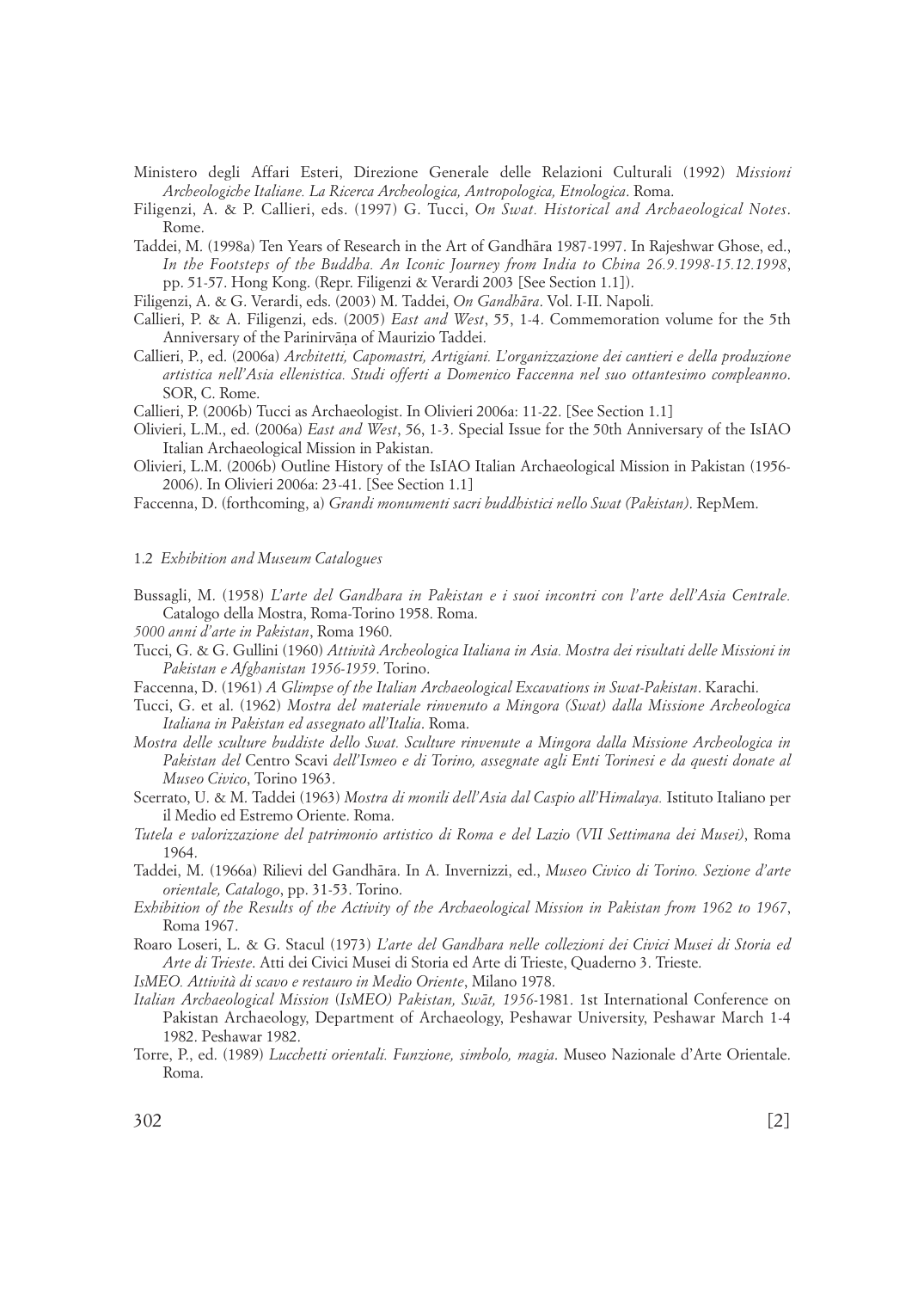Ministero degli Affari Esteri, Direzione Generale delle Relazioni Culturali (1992) *Missioni Archeologiche Italiane. La Ricerca Archeologica, Antropologica, Etnologica*. Roma.

Filigenzi, A. & P. Callieri, eds. (1997) G. Tucci, *On Swat. Historical and Archaeological Notes*. Rome.

Taddei, M. (1998a) Ten Years of Research in the Art of Gandhāra 1987-1997. In Rajeshwar Ghose, ed., *In the Footsteps of the Buddha. An Iconic Journey from India to China 26.9.1998-15.12.1998*, pp. 51-57. Hong Kong. (Repr. Filigenzi & Verardi 2003 [See Section 1.1]).

Filigenzi, A. & G. Verardi, eds. (2003) M. Taddei, *On Gandhāra*. Vol. I-II. Napoli.

Callieri, P. & A. Filigenzi, eds. (2005) *East and West*, 55, 1-4. Commemoration volume for the 5th Anniversary of the Parinirvāṇa of Maurizio Taddei.

Callieri, P., ed. (2006a) *Architetti, Capomastri, Artigiani. L'organizzazione dei cantieri e della produzione artistica nell'Asia ellenistica. Studi offerti a Domenico Faccenna nel suo ottantesimo compleanno*. SOR, C. Rome.

Callieri, P. (2006b) Tucci as Archaeologist. In Olivieri 2006a: 11-22. [See Section 1.1]

Olivieri, L.M., ed. (2006a) *East and West*, 56, 1-3. Special Issue for the 50th Anniversary of the IsIAO Italian Archaeological Mission in Pakistan.

Olivieri, L.M. (2006b) Outline History of the IsIAO Italian Archaeological Mission in Pakistan (1956-2006). In Olivieri 2006a: 23-41. [See Section 1.1]

Faccenna, D. (forthcoming, a) *Grandi monumenti sacri buddhistici nello Swat (Pakistan)*. RepMem.

### 1.2 *Exhibition and Museum Catalogues*

Bussagli, M. (1958) *L'arte del Gandhara in Pakistan e i suoi incontri con l'arte dell'Asia Centrale.* Catalogo della Mostra, Roma-Torino 1958. Roma.

*5000 anni d'arte in Pakistan*, Roma 1960.

Tucci, G. & G. Gullini (1960) *Attività Archeologica Italiana in Asia. Mostra dei risultati delle Missioni in Pakistan e Afghanistan 1956-1959*. Torino.

Faccenna, D. (1961) *A Glimpse of the Italian Archaeological Excavations in Swat-Pakistan*. Karachi.

Tucci, G. et al. (1962) *Mostra del materiale rinvenuto a Mingora (Swat) dalla Missione Archeologica Italiana in Pakistan ed assegnato all'Italia*. Roma.

*Mostra delle sculture buddiste dello Swat. Sculture rinvenute a Mingora dalla Missione Archeologica in Pakistan del* Centro Scavi *dell'Ismeo e di Torino, assegnate agli Enti Torinesi e da questi donate al Museo Civico*, Torino 1963.

Scerrato, U. & M. Taddei (1963) *Mostra di monili dell'Asia dal Caspio all'Himalaya.* Istituto Italiano per il Medio ed Estremo Oriente. Roma.

*Tutela e valorizzazione del patrimonio artistico di Roma e del Lazio (VII Settimana dei Musei)*, Roma 1964.

Taddei, M. (1966a) Rilievi del Gandhāra. In A. Invernizzi, ed., *Museo Civico di Torino. Sezione d'arte orientale, Catalogo*, pp. 31-53. Torino.

*Exhibition of the Results of the Activity of the Archaeological Mission in Pakistan from 1962 to 1967*, Roma 1967.

Roaro Loseri, L. & G. Stacul (1973) *L'arte del Gandhara nelle collezioni dei Civici Musei di Storia ed Arte di Trieste*. Atti dei Civici Musei di Storia ed Arte di Trieste, Quaderno 3. Trieste.

*IsMEO. Attività di scavo e restauro in Medio Oriente*, Milano 1978.

*Italian Archaeological Mission (IsMEO) Pakistan, Swāt, 1956*-1981. 1st International Conference on Pakistan Archaeology, Department of Archaeology, Peshawar University, Peshawar March 1-4 1982. Peshawar 1982.

Torre, P., ed. (1989) *Lucchetti orientali. Funzione, simbolo, magia*. Museo Nazionale d'Arte Orientale. Roma.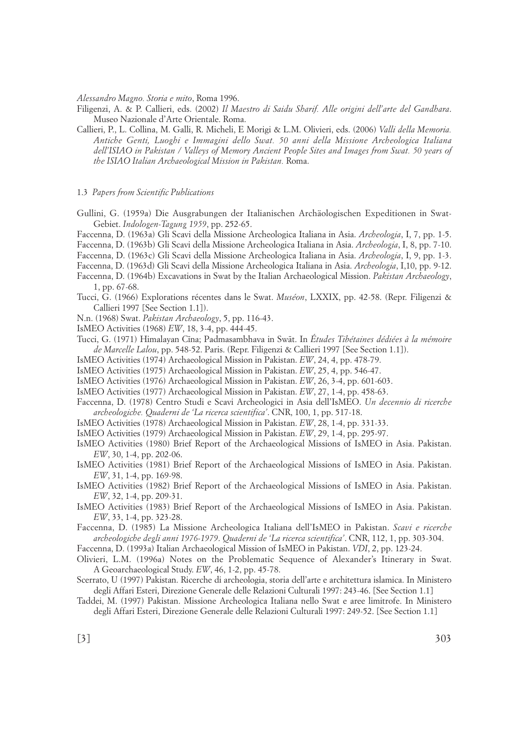*Alessandro Magno. Storia e mito*, Roma 1996.

Filigenzi, A. & P. Callieri, eds. (2002) *Il Maestro di Saidu Sharif. Alle origini dell'arte del Gandhara.* Museo Nazionale d'Arte Orientale. Roma.

Callieri, P., L. Collina, M. Galli, R. Micheli, E Morigi & L.M. Olivieri, eds. (2006) *Valli della Memoria. Antiche Genti, Luoghi e Immagini dello Swat. 50 anni della Missione Archeologica Italiana dell'ISIAO in Pakistan / Valleys of Memory Ancient People Sites and Images from Swat. 50 years of the ISIAO Italian Archaeological Mission in Pakistan.* Roma.

### 1.3 *Papers from Scientific Publications*

Gullini, G. (1959a) Die Ausgrabungen der Italianischen Archäologischen Expeditionen in Swat-Gebiet. *Indologen-Tagung 1959*, pp. 252-65.

Faccenna, D. (1963a) Gli Scavi della Missione Archeologica Italiana in Asia. *Archeologia*, I, 7, pp. 1-5.

Faccenna, D. (1963b) Gli Scavi della Missione Archeologica Italiana in Asia. *Archeologia*, I, 8, pp. 7-10.

Faccenna, D. (1963c) Gli Scavi della Missione Archeologica Italiana in Asia. *Archeologia*, I, 9, pp. 1-3.

Faccenna, D. (1963d) Gli Scavi della Missione Archeologica Italiana in Asia. *Archeologia*, I,10, pp. 9-12.

Faccenna, D. (1964b) Excavations in Swat by the Italian Archaeological Mission. *Pakistan Archaeology*, 1, pp. 67-68.

Tucci, G. (1966) Explorations récentes dans le Swat. *Muséon*, LXXIX, pp. 42-58. (Repr. Filigenzi & Callieri 1997 [See Section 1.1]).

N.n. (1968) Swat. *Pakistan Archaeology*, 5, pp. 116-43.

IsMEO Activities (1968) *EW*, 18, 3-4, pp. 444-45.

Tucci, G. (1971) Himalayan Cīna; Padmasambhava in Swāt. In *Études Tibétaines dédiées à la mémoire de Marcelle Lalou*, pp. 548-52. Paris. (Repr. Filigenzi & Callieri 1997 [See Section 1.1]).

IsMEO Activities (1974) Archaeological Mission in Pakistan. *EW*, 24, 4, pp. 478-79.

IsMEO Activities (1975) Archaeological Mission in Pakistan. *EW*, 25, 4, pp. 546-47.

IsMEO Activities (1976) Archaeological Mission in Pakistan. *EW*, 26, 3-4, pp. 601-603.

IsMEO Activities (1977) Archaeological Mission in Pakistan. *EW*, 27, 1-4, pp. 458-63.

Faccenna, D. (1978) Centro Studi e Scavi Archeologici in Asia dell'IsMEO. *Un decennio di ricerche archeologiche. Quaderni de 'La ricerca scientifica'*. CNR, 100, 1, pp. 517-18.

IsMEO Activities (1978) Archaeological Mission in Pakistan. *EW*, 28, 1-4, pp. 331-33.

IsMEO Activities (1979) Archaeological Mission in Pakistan. *EW*, 29, 1-4, pp. 295-97.

IsMEO Activities (1980) Brief Report of the Archaeological Missions of IsMEO in Asia. Pakistan. *EW*, 30, 1-4, pp. 202-06.

IsMEO Activities (1981) Brief Report of the Archaeological Missions of IsMEO in Asia. Pakistan. *EW*, 31, 1-4, pp. 169-98.

IsMEO Activities (1982) Brief Report of the Archaeological Missions of IsMEO in Asia. Pakistan. *EW*, 32, 1-4, pp. 209-31.

IsMEO Activities (1983) Brief Report of the Archaeological Missions of IsMEO in Asia. Pakistan. *EW*, 33, 1-4, pp. 323-28.

Faccenna, D. (1985) La Missione Archeologica Italiana dell'IsMEO in Pakistan. *Scavi e ricerche archeologiche degli anni 1976-1979*. *Quaderni de 'La ricerca scientifica'*. CNR, 112, 1, pp. 303-304.

Faccenna, D. (1993a) Italian Archaeological Mission of IsMEO in Pakistan. *VDI*, 2, pp. 123-24.

Olivieri, L.M. (1996a) Notes on the Problematic Sequence of Alexander's Itinerary in Swat. A Geoarchaeological Study. *EW*, 46, 1-2, pp. 45-78.

Scerrato, U (1997) Pakistan. Ricerche di archeologia, storia dell'arte e architettura islamica. In Ministero degli Affari Esteri, Direzione Generale delle Relazioni Culturali 1997: 243-46. [See Section 1.1]

Taddei, M. (1997) Pakistan. Missione Archeologica Italiana nello Swat e aree limitrofe. In Ministero degli Affari Esteri, Direzione Generale delle Relazioni Culturali 1997: 249-52. [See Section 1.1]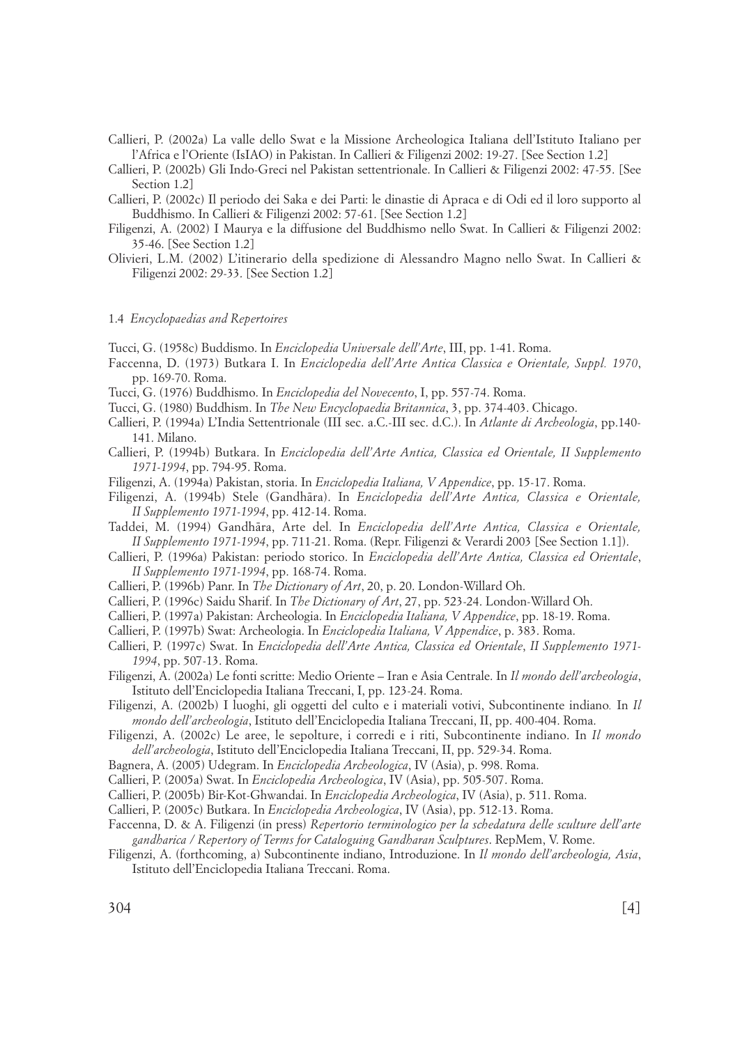Callieri, P. (2002a) La valle dello Swat e la Missione Archeologica Italiana dell'Istituto Italiano per l'Africa e l'Oriente (IsIAO) in Pakistan. In Callieri & Filigenzi 2002: 19-27. [See Section 1.2]

Callieri, P. (2002b) Gli Indo-Greci nel Pakistan settentrionale. In Callieri & Filigenzi 2002: 47-55. [See Section 1.2]

Callieri, P. (2002c) Il periodo dei Saka e dei Parti: le dinastie di Apraca e di Odi ed il loro supporto al Buddhismo. In Callieri & Filigenzi 2002: 57-61. [See Section 1.2]

Filigenzi, A. (2002) I Maurya e la diffusione del Buddhismo nello Swat. In Callieri & Filigenzi 2002: 35-46. [See Section 1.2]

Olivieri, L.M. (2002) L'itinerario della spedizione di Alessandro Magno nello Swat. In Callieri & Filigenzi 2002: 29-33. [See Section 1.2]

### 1.4 *Encyclopaedias and Repertoires*

Tucci, G. (1958c) Buddismo. In *Enciclopedia Universale dell'Arte*, III, pp. 1-41. Roma.

Faccenna, D. (1973) Butkara I. In *Enciclopedia dell'Arte Antica Classica e Orientale, Suppl. 1970*, pp. 169-70. Roma.

Tucci, G. (1976) Buddhismo. In *Enciclopedia del Novecento*, I, pp. 557-74. Roma.

Tucci, G. (1980) Buddhism. In *The New Encyclopaedia Britannica*, 3, pp. 374-403. Chicago.

Callieri, P. (1994a) L'India Settentrionale (III sec. a.C.-III sec. d.C.). In *Atlante di Archeologia*, pp.140-141. Milano.

Callieri, P. (1994b) Butkara. In *Enciclopedia dell'Arte Antica, Classica ed Orientale, II Supplemento 1971-1994*, pp. 794-95. Roma.

Filigenzi, A. (1994a) Pakistan, storia. In *Enciclopedia Italiana, V Appendice*, pp. 15-17. Roma.

Filigenzi, A. (1994b) Stele (Gandhāra). In *Enciclopedia dell'Arte Antica, Classica e Orientale, II Supplemento 1971-1994*, pp. 412-14. Roma.

Taddei, M. (1994) Gandhāra, Arte del. In *Enciclopedia dell'Arte Antica, Classica e Orientale, II Supplemento 1971-1994*, pp. 711-21. Roma. (Repr. Filigenzi & Verardi 2003 [See Section 1.1]).

Callieri, P. (1996a) Pakistan: periodo storico. In *Enciclopedia dell'Arte Antica, Classica ed Orientale*, *II Supplemento 1971-1994*, pp. 168-74. Roma.

Callieri, P. (1996b) Panr. In *The Dictionary of Art*, 20, p. 20. London-Willard Oh.

Callieri, P. (1996c) Saidu Sharif. In *The Dictionary of Art*, 27, pp. 523-24. London-Willard Oh.

Callieri, P. (1997a) Pakistan: Archeologia. In *Enciclopedia Italiana, V Appendice*, pp. 18-19. Roma.

Callieri, P. (1997b) Swat: Archeologia. In *Enciclopedia Italiana, V Appendice*, p. 383. Roma.

Callieri, P. (1997c) Swat. In *Enciclopedia dell'Arte Antica, Classica ed Orientale*, *II Supplemento 1971-1994*, pp. 507-13. Roma.

Filigenzi, A. (2002a) Le fonti scritte: Medio Oriente – Iran e Asia Centrale. In *Il mondo dell'archeologia*, Istituto dell'Enciclopedia Italiana Treccani, I, pp. 123-24. Roma.

Filigenzi, A. (2002b) I luoghi, gli oggetti del culto e i materiali votivi, Subcontinente indiano. In *Il mondo dell'archeologia*, Istituto dell'Enciclopedia Italiana Treccani, II, pp. 400-404. Roma.

Filigenzi, A. (2002c) Le aree, le sepolture, i corredi e i riti, Subcontinente indiano. In *Il mondo dell'archeologia*, Istituto dell'Enciclopedia Italiana Treccani, II, pp. 529-34. Roma.

Bagnera, A. (2005) Udegram. In *Enciclopedia Archeologica*, IV (Asia), p. 998. Roma.

Callieri, P. (2005a) Swat. In *Enciclopedia Archeologica*, IV (Asia), pp. 505-507. Roma.

Callieri, P. (2005b) Bir-Kot-Ghwandai. In *Enciclopedia Archeologica*, IV (Asia), p. 511. Roma.

Callieri, P. (2005c) Butkara. In *Enciclopedia Archeologica*, IV (Asia), pp. 512-13. Roma.

Faccenna, D. & A. Filigenzi (in press) *Repertorio terminologico per la schedatura delle sculture dell'arte gandharica / Repertory of Terms for Cataloguing Gandharan Sculptures*. RepMem, V. Rome.

Filigenzi, A. (forthcoming, a) Subcontinente indiano, Introduzione. In *Il mondo dell'archeologia, Asia*, Istituto dell'Enciclopedia Italiana Treccani. Roma.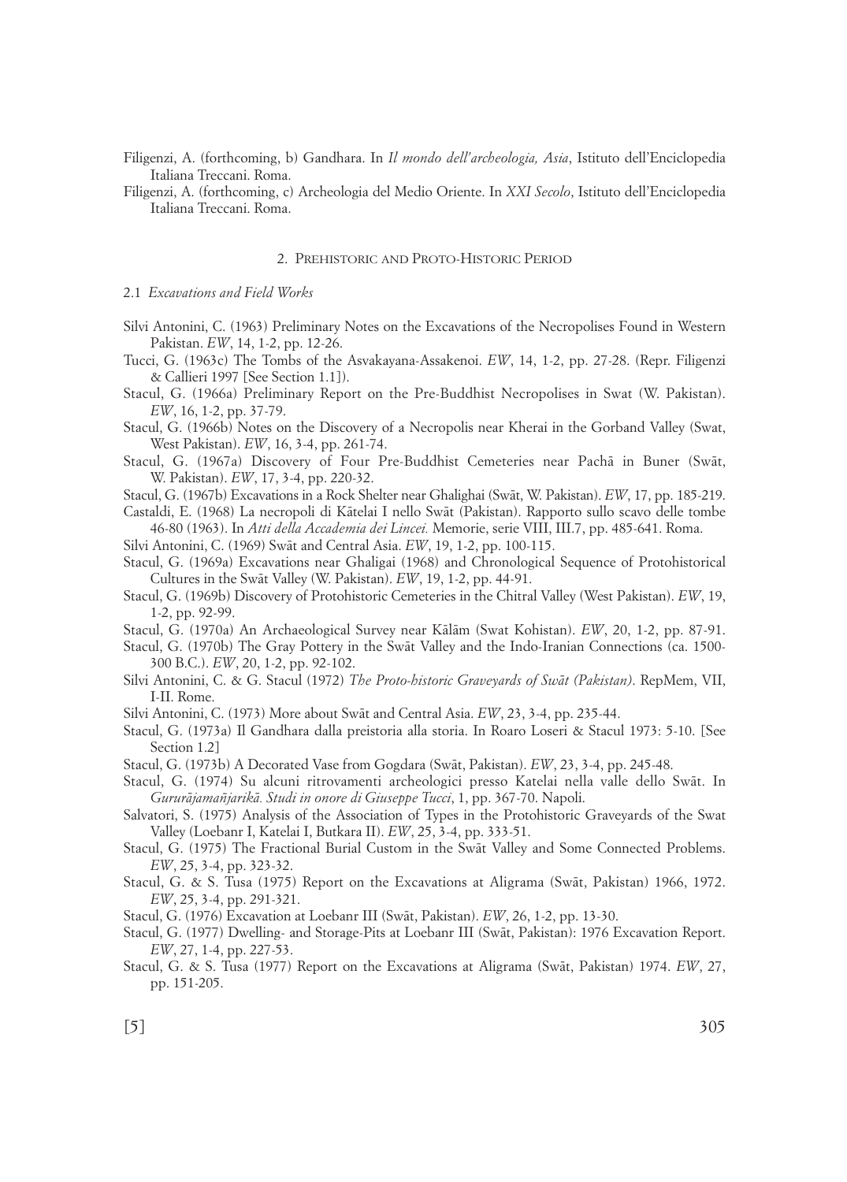Filigenzi, A. (forthcoming, b) Gandhara. In *Il mondo dell'archeologia, Asia*, Istituto dell'Enciclopedia Italiana Treccani. Roma.

Filigenzi, A. (forthcoming, c) Archeologia del Medio Oriente. In *XXI Secolo*, Istituto dell'Enciclopedia Italiana Treccani. Roma.

## 2. Prehistoric and Proto-Historic Period

### 2.1 *Excavations and Field Works*

Silvi Antonini, C. (1963) Preliminary Notes on the Excavations of the Necropolises Found in Western Pakistan. *EW*, 14, 1-2, pp. 12-26.

Tucci, G. (1963c) The Tombs of the Asvakayana-Assakenoi. *EW*, 14, 1-2, pp. 27-28. (Repr. Filigenzi & Callieri 1997 [See Section 1.1]).

Stacul, G. (1966a) Preliminary Report on the Pre-Buddhist Necropolises in Swat (W. Pakistan). *EW*, 16, 1-2, pp. 37-79.

Stacul, G. (1966b) Notes on the Discovery of a Necropolis near Kherai in the Gorband Valley (Swat, West Pakistan). *EW*, 16, 3-4, pp. 261-74.

Stacul, G. (1967a) Discovery of Four Pre-Buddhist Cemeteries near Pachā in Buner (Swāt, W. Pakistan). *EW*, 17, 3-4, pp. 220-32.

Stacul, G. (1967b) Excavations in a Rock Shelter near Ghalighai (Swāt, W. Pakistan). *EW*, 17, pp. 185-219.

Castaldi, E. (1968) La necropoli di Kātelai I nello Swāt (Pakistan). Rapporto sullo scavo delle tombe 46-80 (1963). In *Atti della Accademia dei Lincei.* Memorie, serie VIII, III.7, pp. 485-641. Roma.

Silvi Antonini, C. (1969) Swāt and Central Asia. *EW*, 19, 1-2, pp. 100-115.

Stacul, G. (1969a) Excavations near Ghaligai (1968) and Chronological Sequence of Protohistorical Cultures in the Swāt Valley (W. Pakistan). *EW*, 19, 1-2, pp. 44-91.

Stacul, G. (1969b) Discovery of Protohistoric Cemeteries in the Chitral Valley (West Pakistan). *EW*, 19, 1-2, pp. 92-99.

Stacul, G. (1970a) An Archaeological Survey near Kālām (Swat Kohistan). *EW*, 20, 1-2, pp. 87-91.

Stacul, G. (1970b) The Gray Pottery in the Swāt Valley and the Indo-Iranian Connections (ca. 1500-300 B.C.). *EW*, 20, 1-2, pp. 92-102.

Silvi Antonini, C. & G. Stacul (1972) *The Proto-historic Graveyards of Swāt (Pakistan)*. RepMem, VII, I-II. Rome.

Silvi Antonini, C. (1973) More about Swāt and Central Asia. *EW*, 23, 3-4, pp. 235-44.

Stacul, G. (1973a) Il Gandhara dalla preistoria alla storia. In Roaro Loseri & Stacul 1973: 5-10. [See Section 1.2]

Stacul, G. (1973b) A Decorated Vase from Gogdara (Swāt, Pakistan). *EW*, 23, 3-4, pp. 245-48.

Stacul, G. (1974) Su alcuni ritrovamenti archeologici presso Katelai nella valle dello Swāt. In *Gururājamañjarikā. Studi in onore di Giuseppe Tucci*, 1, pp. 367-70. Napoli.

Salvatori, S. (1975) Analysis of the Association of Types in the Protohistoric Graveyards of the Swat Valley (Loebanr I, Katelai I, Butkara II). *EW*, 25, 3-4, pp. 333-51.

Stacul, G. (1975) The Fractional Burial Custom in the Swāt Valley and Some Connected Problems. *EW*, 25, 3-4, pp. 323-32.

Stacul, G. & S. Tusa (1975) Report on the Excavations at Aligrama (Swāt, Pakistan) 1966, 1972. *EW*, 25, 3-4, pp. 291-321.

Stacul, G. (1976) Excavation at Loebanr III (Swāt, Pakistan). *EW*, 26, 1-2, pp. 13-30.

Stacul, G. (1977) Dwelling- and Storage-Pits at Loebanr III (Swāt, Pakistan): 1976 Excavation Report. *EW*, 27, 1-4, pp. 227-53.

Stacul, G. & S. Tusa (1977) Report on the Excavations at Aligrama (Swāt, Pakistan) 1974. *EW*, 27, pp. 151-205.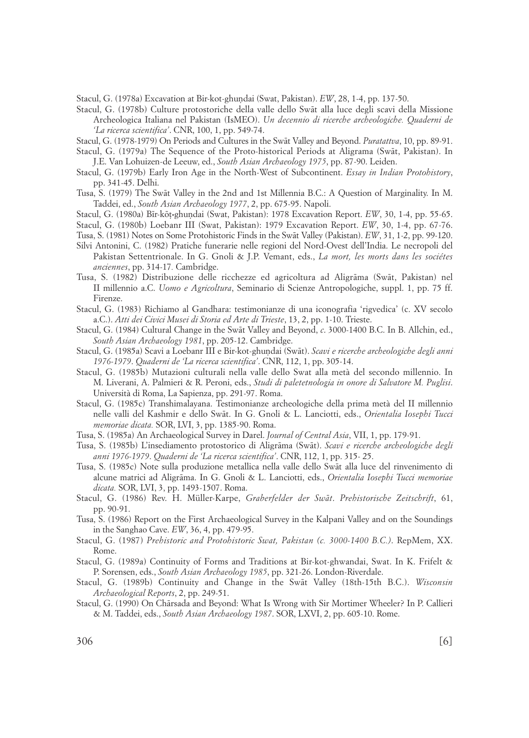Stacul, G. (1978a) Excavation at Bir-kot-ghuṇḍai (Swat, Pakistan). *EW*, 28, 1-4, pp. 137-50.

Stacul, G. (1978b) Culture protostoriche della valle dello Swāt alla luce degli scavi della Missione Archeologica Italiana nel Pakistan (IsMEO). *Un decennio di ricerche archeologiche. Quaderni de 'La ricerca scientifica'*. CNR, 100, 1, pp. 549-74.

Stacul, G. (1978-1979) On Periods and Cultures in the Swāt Valley and Beyond. *Puratattva*, 10, pp. 89-91.

Stacul, G. (1979a) The Sequence of the Proto-historical Periods at Aligrama (Swāt, Pakistan). In J.E. Van Lohuizen-de Leeuw, ed., *South Asian Archaeology 1975*, pp. 87-90. Leiden.

Stacul, G. (1979b) Early Iron Age in the North-West of Subcontinent. *Essay in Indian Protohistory*, pp. 341-45. Delhi.

Tusa, S. (1979) The Swāt Valley in the 2nd and 1st Millennia B.C.: A Question of Marginality. In M. Taddei, ed., *South Asian Archaeology 1977*, 2, pp. 675-95. Napoli.

Stacul, G. (1980a) Bīr-kōṭ-ghuṇḍai (Swat, Pakistan): 1978 Excavation Report. *EW*, 30, 1-4, pp. 55-65.

Stacul, G. (1980b) Loebanr III (Swat, Pakistan): 1979 Excavation Report. *EW*, 30, 1-4, pp. 67-76.

Tusa, S. (1981) Notes on Some Protohistoric Finds in the Swāt Valley (Pakistan). *EW*, 31, 1-2, pp. 99-120.

Silvi Antonini, C. (1982) Pratiche funerarie nelle regioni del Nord-Ovest dell'India. Le necropoli del Pakistan Settentrionale. In G. Gnoli & J.P. Vemant, eds., *La mort, les morts dans les sociétes anciennes*, pp. 314-17. Cambridge.

Tusa, S. (1982) Distribuzione delle ricchezze ed agricoltura ad Aligrāma (Swāt, Pakistan) nel II millennio a.C. *Uomo e Agricoltura*, Seminario di Scienze Antropologiche, suppl. 1, pp. 75 ff. Firenze.

Stacul, G. (1983) Richiamo al Gandhara: testimonianze di una iconografia 'rigvedica' (c. XV secolo a.C.). *Atti dei Civici Musei di Storia ed Arte di Trieste*, 13, 2, pp. 1-10. Trieste.

Stacul, G. (1984) Cultural Change in the Swāt Valley and Beyond, *c.* 3000-1400 B.C. In B. Allchin, ed., *South Asian Archaeology 1981*, pp. 205-12. Cambridge.

Stacul, G. (1985a) Scavi a Loebanr III e Bir-kot-ghuṇḍai (Swāt). *Scavi e ricerche archeologiche degli anni 1976-1979. Quaderni de 'La ricerca scientifica'*. CNR, 112, 1, pp. 305-14.

Stacul, G. (1985b) Mutazioni culturali nella valle dello Swat alla metà del secondo millennio. In M. Liverani, A. Palmieri & R. Peroni, eds., *Studi di paletetnologia in onore di Salvatore M. Puglisi*. Università di Roma, La Sapienza, pp. 291-97. Roma.

Stacul, G. (1985c) Transhimalayana. Testimonianze archeologiche della prima metà del II millennio nelle valli del Kashmir e dello Swāt. In G. Gnoli & L. Lanciotti, eds., *Orientalia Iosephi Tucci memoriae dicata.* SOR, LVI, 3, pp. 1385-90. Roma.

Tusa, S. (1985a) An Archaeological Survey in Darel. *Journal of Central Asia*, VII, 1, pp. 179-91.

Tusa, S. (1985b) L'insediamento protostorico di Aligrāma (Swāt). *Scavi e ricerche archeologiche degli anni 1976-1979. Quaderni de 'La ricerca scientifica'*. CNR, 112, 1, pp. 315- 25.

Tusa, S. (1985c) Note sulla produzione metallica nella valle dello Swāt alla luce del rinvenimento di alcune matrici ad Aligrāma. In G. Gnoli & L. Lanciotti, eds., *Orientalia Iosephi Tucci memoriae dicata.* SOR, LVI, 3, pp. 1493-1507. Roma.

Stacul, G. (1986) Rev. H. Müller-Karpe, *Graberfelder der Swāt*. *Prehistorische Zeitschrift*, 61, pp. 90-91.

Tusa, S. (1986) Report on the First Archaeological Survey in the Kalpani Valley and on the Soundings in the Sanghao Cave. *EW*, 36, 4, pp. 479-95.

Stacul, G. (1987) *Prehistoric and Protohistoric Swat, Pakistan (c. 3000-1400 B.C.)*. RepMem, XX. Rome.

Stacul, G. (1989a) Continuity of Forms and Traditions at Bir-kot-ghwandai, Swat. In K. Frifelt & P. Sorensen, eds., *South Asian Archaeology 1985*, pp. 321-26. London-Riverdale.

Stacul, G. (1989b) Continuity and Change in the Swāt Valley (18th-15th B.C.). *Wisconsin Archaeological Reports*, 2, pp. 249-51.

Stacul, G. (1990) On Chārsada and Beyond: What Is Wrong with Sir Mortimer Wheeler? In P. Callieri & M. Taddei, eds., *South Asian Archaeology 1987*. SOR, LXVI, 2, pp. 605-10. Rome.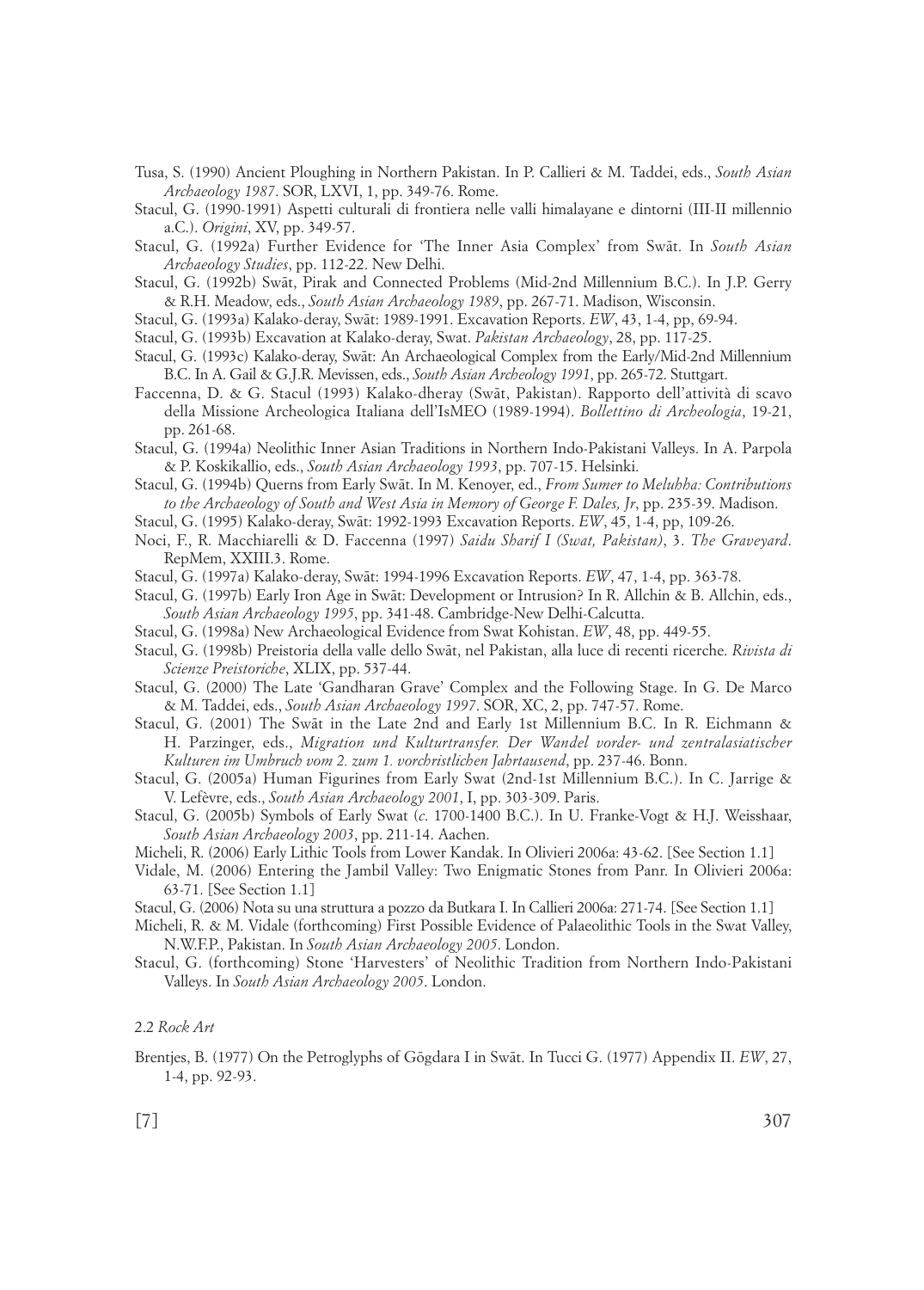Tusa, S. (1990) Ancient Ploughing in Northern Pakistan. In P. Callieri & M. Taddei, eds., *South Asian Archaeology 1987*. SOR, LXVI, 1, pp. 349-76. Rome.

Stacul, G. (1990-1991) Aspetti culturali di frontiera nelle valli himalayane e dintorni (III-II millennio a.C.). *Origini*, XV, pp. 349-57.

Stacul, G. (1992a) Further Evidence for 'The Inner Asia Complex' from Swāt. In *South Asian Archaeology Studies*, pp. 112-22. New Delhi.

Stacul, G. (1992b) Swāt, Pirak and Connected Problems (Mid-2nd Millennium B.C.). In J.P. Gerry & R.H. Meadow, eds., *South Asian Archaeology 1989*, pp. 267-71. Madison, Wisconsin.

Stacul, G. (1993a) Kalako-deray, Swāt: 1989-1991. Excavation Reports. *EW*, 43, 1-4, pp, 69-94.

Stacul, G. (1993b) Excavation at Kalako-deray, Swat. *Pakistan Archaeology*, 28, pp. 117-25.

Stacul, G. (1993c) Kalako-deray, Swāt: An Archaeological Complex from the Early/Mid-2nd Millennium B.C. In A. Gail & G.J.R. Mevissen, eds., *South Asian Archeology 1991*, pp. 265-72. Stuttgart.

Faccenna, D. & G. Stacul (1993) Kalako-dheray (Swāt, Pakistan). Rapporto dell'attività di scavo della Missione Archeologica Italiana dell'IsMEO (1989-1994). *Bollettino di Archeologia*, 19-21, pp. 261-68.

Stacul, G. (1994a) Neolithic Inner Asian Traditions in Northern Indo-Pakistani Valleys. In A. Parpola & P. Koskikallio, eds., *South Asian Archaeology 1993*, pp. 707-15. Helsinki.

Stacul, G. (1994b) Querns from Early Swāt. In M. Kenoyer, ed., *From Sumer to Meluhha: Contributions to the Archaeology of South and West Asia in Memory of George F. Dales, Jr*, pp. 235-39. Madison.

Stacul, G. (1995) Kalako-deray, Swāt: 1992-1993 Excavation Reports. *EW*, 45, 1-4, pp, 109-26.

Noci, F., R. Macchiarelli & D. Faccenna (1997) *Saidu Sharif I (Swat, Pakistan)*, 3. *The Graveyard*. RepMem, XXIII.3. Rome.

Stacul, G. (1997a) Kalako-deray, Swāt: 1994-1996 Excavation Reports. *EW*, 47, 1-4, pp. 363-78.

Stacul, G. (1997b) Early Iron Age in Swāt: Development or Intrusion? In R. Allchin & B. Allchin, eds., *South Asian Archaeology 1995*, pp. 341-48. Cambridge-New Delhi-Calcutta.

Stacul, G. (1998a) New Archaeological Evidence from Swat Kohistan. *EW*, 48, pp. 449-55.

Stacul, G. (1998b) Preistoria della valle dello Swāt, nel Pakistan, alla luce di recenti ricerche. *Rivista di Scienze Preistoriche*, XLIX, pp. 537-44.

Stacul, G. (2000) The Late 'Gandharan Grave' Complex and the Following Stage. In G. De Marco & M. Taddei, eds., *South Asian Archaeology 1997*. SOR, XC, 2, pp. 747-57. Rome.

Stacul, G. (2001) The Swāt in the Late 2nd and Early 1st Millennium B.C. In R. Eichmann & H. Parzinger, eds., *Migration und Kulturtransfer. Der Wandel vorder- und zentralasiatischer Kulturen im Umbruch vom 2. zum 1. vorchristlichen Jahrtausend*, pp. 237-46. Bonn.

Stacul, G. (2005a) Human Figurines from Early Swat (2nd-1st Millennium B.C.). In C. Jarrige & V. Lefèvre, eds., *South Asian Archaeology 2001*, I, pp. 303-309. Paris.

Stacul, G. (2005b) Symbols of Early Swat (*c*. 1700-1400 B.C.). In U. Franke-Vogt & H.J. Weisshaar, *South Asian Archaeology 2003*, pp. 211-14. Aachen.

Micheli, R. (2006) Early Lithic Tools from Lower Kandak. In Olivieri 2006a: 43-62. [See Section 1.1]

Vidale, M. (2006) Entering the Jambil Valley: Two Enigmatic Stones from Panr. In Olivieri 2006a: 63-71. [See Section 1.1]

Stacul, G. (2006) Nota su una struttura a pozzo da Butkara I. In Callieri 2006a: 271-74. [See Section 1.1]

Micheli, R. & M. Vidale (forthcoming) First Possible Evidence of Palaeolithic Tools in the Swat Valley, N.W.F.P., Pakistan. In *South Asian Archaeology 2005*. London.

Stacul, G. (forthcoming) Stone 'Harvesters' of Neolithic Tradition from Northern Indo-Pakistani Valleys. In *South Asian Archaeology 2005*. London.

### 2.2 *Rock Art*

Brentjes, B. (1977) On the Petroglyphs of Gōgdara I in Swāt. In Tucci G. (1977) Appendix II. *EW*, 27, 1-4, pp. 92-93.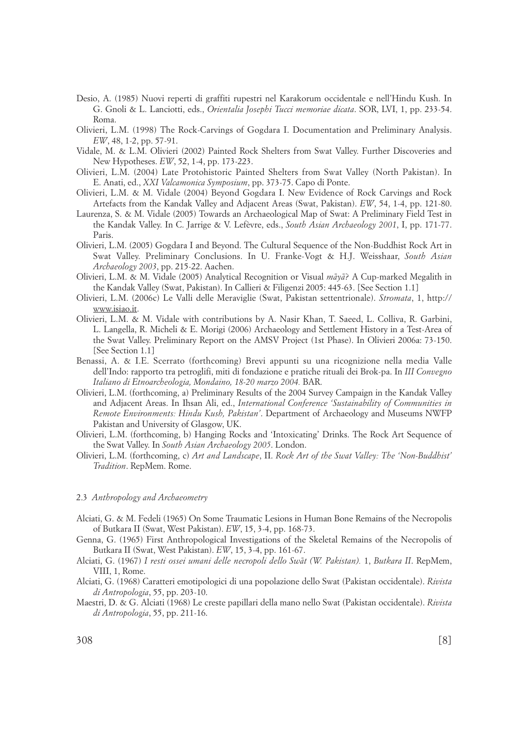Desio, A. (1985) Nuovi reperti di graffiti rupestri nel Karakorum occidentale e nell'Hindu Kush. In G. Gnoli & L. Lanciotti, eds., *Orientalia Josephi Tucci memoriae dicata*. SOR, LVI, 1, pp. 233-54. Roma.

Olivieri, L.M. (1998) The Rock-Carvings of Gogdara I. Documentation and Preliminary Analysis. *EW*, 48, 1-2, pp. 57-91.

Vidale, M. & L.M. Olivieri (2002) Painted Rock Shelters from Swat Valley. Further Discoveries and New Hypotheses. *EW*, 52, 1-4, pp. 173-223.

Olivieri, L.M. (2004) Late Protohistoric Painted Shelters from Swat Valley (North Pakistan). In E. Anati, ed., *XXI Valcamonica Symposium*, pp. 373-75. Capo di Ponte.

Olivieri, L.M. & M. Vidale (2004) Beyond Gogdara I. New Evidence of Rock Carvings and Rock Artefacts from the Kandak Valley and Adjacent Areas (Swat, Pakistan). *EW*, 54, 1-4, pp. 121-80.

Laurenza, S. & M. Vidale (2005) Towards an Archaeological Map of Swat: A Preliminary Field Test in the Kandak Valley. In C. Jarrige & V. Lefèvre, eds., *South Asian Archaeology 2001*, I, pp. 171-77. Paris.

Olivieri, L.M. (2005) Gogdara I and Beyond. The Cultural Sequence of the Non-Buddhist Rock Art in Swat Valley. Preliminary Conclusions. In U. Franke-Vogt & H.J. Weisshaar, *South Asian Archaeology 2003*, pp. 215-22. Aachen.

Olivieri, L.M. & M. Vidale (2005) Analytical Recognition or Visual *māyā*? A Cup-marked Megalith in the Kandak Valley (Swat, Pakistan). In Callieri & Filigenzi 2005: 445-63. [See Section 1.1]

Olivieri, L.M. (2006c) Le Valli delle Meraviglie (Swat, Pakistan settentrionale). *Stromata*, 1, http://www.isiao.it.

Olivieri, L.M. & M. Vidale with contributions by A. Nasir Khan, T. Saeed, L. Colliva, R. Garbini, L. Langella, R. Micheli & E. Morigi (2006) Archaeology and Settlement History in a Test-Area of the Swat Valley. Preliminary Report on the AMSV Project (1st Phase). In Olivieri 2006a: 73-150. [See Section 1.1]

Benassi, A. & I.E. Scerrato (forthcoming) Brevi appunti su una ricognizione nella media Valle dell'Indo: rapporto tra petroglifi, miti di fondazione e pratiche rituali dei Brok-pa. In *III Convegno Italiano di Etnoarcheologia, Mondaino, 18-20 marzo 2004.* BAR.

Olivieri, L.M. (forthcoming, a) Preliminary Results of the 2004 Survey Campaign in the Kandak Valley and Adjacent Areas. In Ihsan Ali, ed., *International Conference 'Sustainability of Communities in Remote Environments: Hindu Kush, Pakistan'*. Department of Archaeology and Museums NWFP Pakistan and University of Glasgow, UK.

Olivieri, L.M. (forthcoming, b) Hanging Rocks and 'Intoxicating' Drinks. The Rock Art Sequence of the Swat Valley. In *South Asian Archaeology 2005*. London.

Olivieri, L.M. (forthcoming, c) *Art and Landscape*, II. *Rock Art of the Swat Valley: The 'Non-Buddhist' Tradition*. RepMem. Rome.

### 2.3 *Anthropology and Archaeometry*

Alciati, G. & M. Fedeli (1965) On Some Traumatic Lesions in Human Bone Remains of the Necropolis of Butkara II (Swat, West Pakistan). *EW*, 15, 3-4, pp. 168-73.

Genna, G. (1965) First Anthropological Investigations of the Skeletal Remains of the Necropolis of Butkara II (Swat, West Pakistan). *EW*, 15, 3-4, pp. 161-67.

Alciati, G. (1967) *I resti ossei umani delle necropoli dello Swāt (W. Pakistan).* 1, *Butkara II*. RepMem, VIII, 1, Rome.

Alciati, G. (1968) Caratteri emotipologici di una popolazione dello Swat (Pakistan occidentale). *Rivista di Antropologia*, 55, pp. 203-10.

Maestri, D. & G. Alciati (1968) Le creste papillari della mano nello Swat (Pakistan occidentale). *Rivista di Antropologia*, 55, pp. 211-16.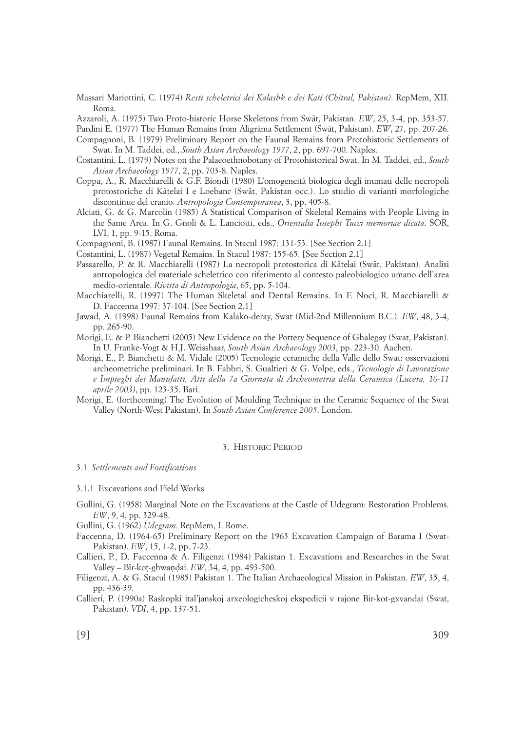Massari Mariottini, C. (1974) *Resti scheletrici dei Kalashk e dei Kati (Chitral, Pakistan)*. RepMem, XII. Roma.

Azzaroli, A. (1975) Two Proto-historic Horse Skeletons from Swāt, Pakistan. *EW*, 25, 3-4, pp. 353-57.

Pardini E. (1977) The Human Remains from Aligrāma Settlement (Swāt, Pakistan). *EW*, 27, pp. 207-26.

Compagnoni, B. (1979) Preliminary Report on the Faunal Remains from Protohistoric Settlements of Swat. In M. Taddei, ed., *South Asian Archaeology 1977*, 2, pp. 697-700. Naples.

Costantini, L. (1979) Notes on the Palaeoethnobotany of Protohistorical Swat. In M. Taddei, ed., *South Asian Archaeology 1977*, 2, pp. 703-8. Naples.

Coppa, A., R. Macchiarelli & G.F. Biondi (1980) L'omogeneità biologica degli inumati delle necropoli protostoriche di Kātelai I e Loebanr (Swāt, Pakistan occ.). Lo studio di varianti morfologiche discontinue del cranio. *Antropologia Contemporanea*, 3, pp. 405-8.

Alciati, G. & G. Marcolin (1985) A Statistical Comparison of Skeletal Remains with People Living in the Same Area. In G. Gnoli & L. Lanciotti, eds., *Orientalia Iosephi Tucci memoriae dicata*. SOR, LVI, 1, pp. 9-15. Roma.

Compagnoni, B. (1987) Faunal Remains. In Stacul 1987: 131-53. [See Section 2.1]

Costantini, L. (1987) Vegetal Remains. In Stacul 1987: 155-65. [See Section 2.1]

Passarello, P. & R. Macchiarelli (1987) La necropoli protostorica di Kātelai (Swāt, Pakistan). Analisi antropologica del materiale scheletrico con riferimento al contesto paleobiologico umano dell'area medio-orientale. *Rivista di Antropologia*, 65, pp. 5-104.

Macchiarelli, R. (1997) The Human Skeletal and Dental Remains. In F. Noci, R. Macchiarelli & D. Faccenna 1997: 37-104. [See Section 2.1]

Jawad, A. (1998) Faunal Remains from Kalako-deray, Swat (Mid-2nd Millennium B.C.). *EW*, 48, 3-4, pp. 265-90.

Morigi, E. & P. Bianchetti (2005) New Evidence on the Pottery Sequence of Ghalegay (Swat, Pakistan). In U. Franke-Vogt & H.J. Weisshaar, *South Asian Archaeology 2003*, pp. 223-30. Aachen.

Morigi, E., P. Bianchetti & M. Vidale (2005) Tecnologie ceramiche della Valle dello Swat: osservazioni archeometriche preliminari. In B. Fabbri, S. Gualtieri & G. Volpe, eds., *Tecnologie di Lavorazione e Impieghi dei Manufatti, Atti della 7a Giornata di Archeometria della Ceramica (Lucera, 10-11 aprile 2003)*, pp. 123-35. Bari.

Morigi, E. (forthcoming) The Evolution of Moulding Technique in the Ceramic Sequence of the Swat Valley (North-West Pakistan). In *South Asian Conference 2005*. London.

## 3. Historic Period

### 3.1 *Settlements and Fortifications*

#### 3.1.1 Excavations and Field Works

Gullini, G. (1958) Marginal Note on the Excavations at the Castle of Udegram: Restoration Problems. *EW*, 9, 4, pp. 329-48.

Gullini, G. (1962) *Udegram*. RepMem, I. Rome.

Faccenna, D. (1964-65) Preliminary Report on the 1963 Excavation Campaign of Barama I (Swat-Pakistan). *EW*, 15, 1-2, pp. 7-23.

Callieri, P., D. Faccenna & A. Filigenzi (1984) Pakistan 1. Excavations and Researches in the Swat Valley – Bīr-koṭ-ghwaṇḍai. *EW*, 34, 4, pp. 493-500.

Filigenzi, A. & G. Stacul (1985) Pakistan 1. The Italian Archaeological Mission in Pakistan. *EW*, 35, 4, pp. 436-39.

Callieri, P. (1990a) Raskopki ital'janskoj arxeologicheskoj ekspedicii v rajone Bir-kot-gxvandai (Swat, Pakistan). *VDI*, 4, pp. 137-51.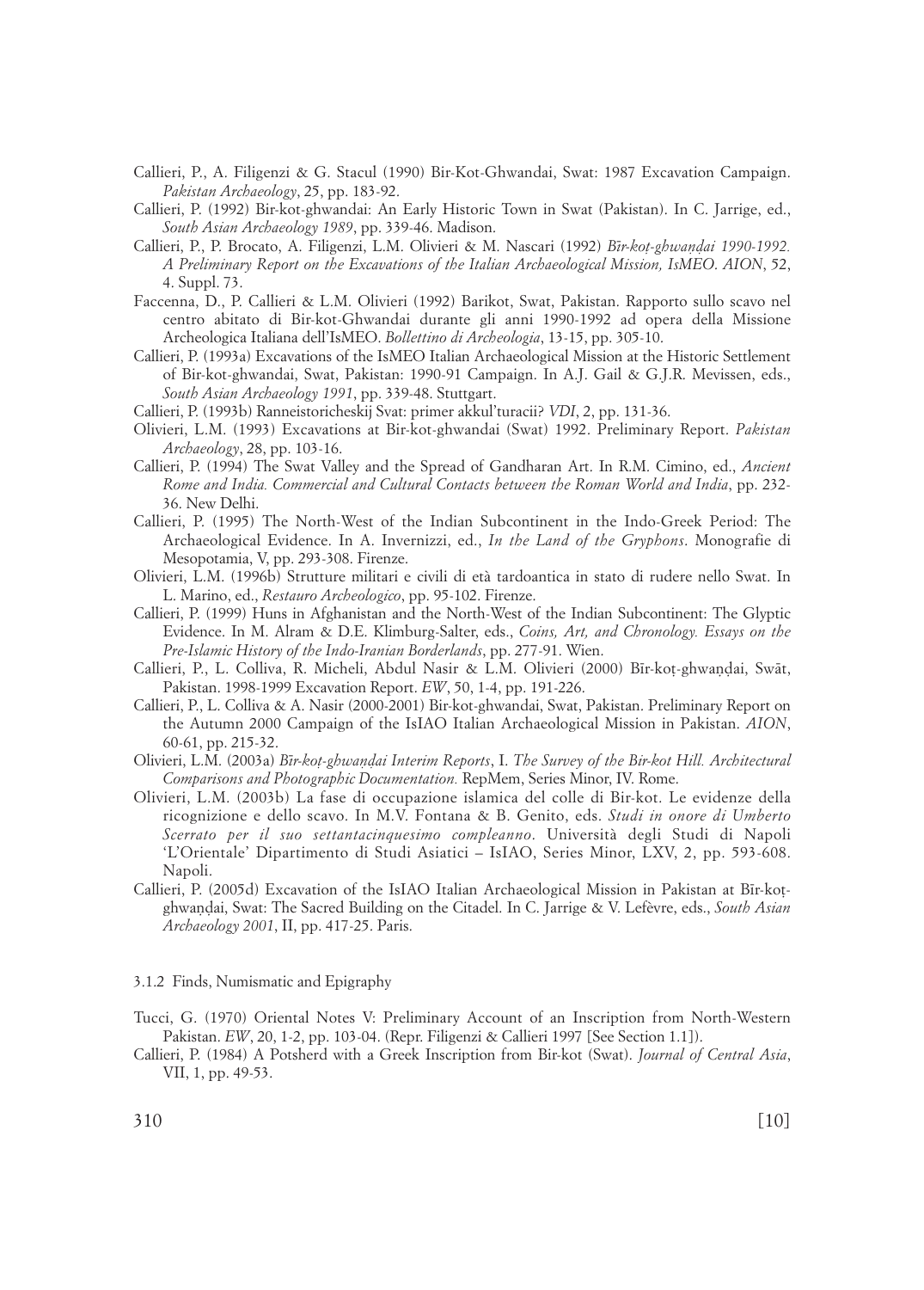Callieri, P., A. Filigenzi & G. Stacul (1990) Bir-Kot-Ghwandai, Swat: 1987 Excavation Campaign. *Pakistan Archaeology*, 25, pp. 183-92.

Callieri, P. (1992) Bir-kot-ghwandai: An Early Historic Town in Swat (Pakistan). In C. Jarrige, ed., *South Asian Archaeology 1989*, pp. 339-46. Madison.

Callieri, P., P. Brocato, A. Filigenzi, L.M. Olivieri & M. Nascari (1992) *Bīr-koṭ-ghwaṇḍai 1990-1992. A Preliminary Report on the Excavations of the Italian Archaeological Mission, IsMEO. AION*, 52, 4. Suppl. 73.

Faccenna, D., P. Callieri & L.M. Olivieri (1992) Barikot, Swat, Pakistan. Rapporto sullo scavo nel centro abitato di Bir-kot-Ghwandai durante gli anni 1990-1992 ad opera della Missione Archeologica Italiana dell'IsMEO. *Bollettino di Archeologia*, 13-15, pp. 305-10.

Callieri, P. (1993a) Excavations of the IsMEO Italian Archaeological Mission at the Historic Settlement of Bir-kot-ghwandai, Swat, Pakistan: 1990-91 Campaign. In A.J. Gail & G.J.R. Mevissen, eds., *South Asian Archaeology 1991*, pp. 339-48. Stuttgart.

Callieri, P. (1993b) Ranneistoricheskij Svat: primer akkul'turacii? *VDI*, 2, pp. 131-36.

Olivieri, L.M. (1993) Excavations at Bir-kot-ghwandai (Swat) 1992. Preliminary Report. *Pakistan Archaeology*, 28, pp. 103-16.

Callieri, P. (1994) The Swat Valley and the Spread of Gandharan Art. In R.M. Cimino, ed., *Ancient Rome and India. Commercial and Cultural Contacts between the Roman World and India*, pp. 232-36. New Delhi.

Callieri, P. (1995) The North-West of the Indian Subcontinent in the Indo-Greek Period: The Archaeological Evidence. In A. Invernizzi, ed., *In the Land of the Gryphons*. Monografie di Mesopotamia, V, pp. 293-308. Firenze.

Olivieri, L.M. (1996b) Strutture militari e civili di età tardoantica in stato di rudere nello Swat. In L. Marino, ed., *Restauro Archeologico*, pp. 95-102. Firenze.

Callieri, P. (1999) Huns in Afghanistan and the North-West of the Indian Subcontinent: The Glyptic Evidence. In M. Alram & D.E. Klimburg-Salter, eds., *Coins, Art, and Chronology. Essays on the Pre-Islamic History of the Indo-Iranian Borderlands*, pp. 277-91. Wien.

Callieri, P., L. Colliva, R. Micheli, Abdul Nasir & L.M. Olivieri (2000) Bīr-koṭ-ghwaṇḍai, Swāt, Pakistan. 1998-1999 Excavation Report. *EW*, 50, 1-4, pp. 191-226.

Callieri, P., L. Colliva & A. Nasir (2000-2001) Bir-kot-ghwandai, Swat, Pakistan. Preliminary Report on the Autumn 2000 Campaign of the IsIAO Italian Archaeological Mission in Pakistan. *AION*, 60-61, pp. 215-32.

Olivieri, L.M. (2003a) *Bīr-koṭ-ghwaṇḍai Interim Reports*, I. *The Survey of the Bir-kot Hill. Architectural Comparisons and Photographic Documentation.* RepMem, Series Minor, IV. Rome.

Olivieri, L.M. (2003b) La fase di occupazione islamica del colle di Bir-kot. Le evidenze della ricognizione e dello scavo. In M.V. Fontana & B. Genito, eds. *Studi in onore di Umberto Scerrato per il suo settantacinquesimo compleanno*. Università degli Studi di Napoli 'L'Orientale' Dipartimento di Studi Asiatici – IsIAO, Series Minor, LXV, 2, pp. 593-608. Napoli.

Callieri, P. (2005d) Excavation of the IsIAO Italian Archaeological Mission in Pakistan at Bīr-koṭ-ghwaṇḍai, Swat: The Sacred Building on the Citadel. In C. Jarrige & V. Lefèvre, eds., *South Asian Archaeology 2001*, II, pp. 417-25. Paris.

3.1.2 Finds, Numismatic and Epigraphy

Tucci, G. (1970) Oriental Notes V: Preliminary Account of an Inscription from North-Western Pakistan. *EW*, 20, 1-2, pp. 103-04. (Repr. Filigenzi & Callieri 1997 [See Section 1.1]).

Callieri, P. (1984) A Potsherd with a Greek Inscription from Bir-kot (Swat). *Journal of Central Asia*, VII, 1, pp. 49-53.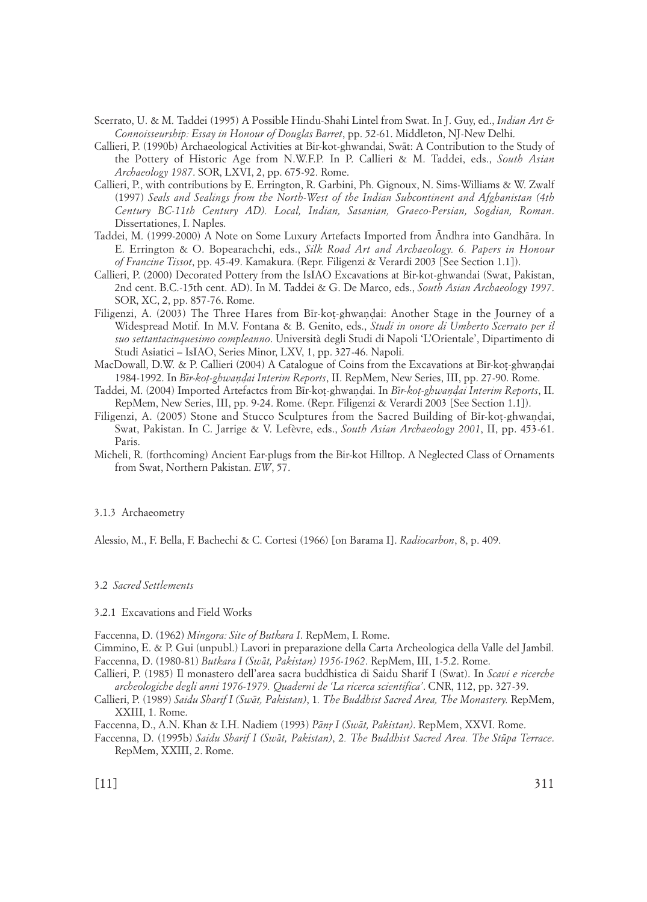Scerrato, U. & M. Taddei (1995) A Possible Hindu-Shahi Lintel from Swat. In J. Guy, ed., *Indian Art & Connoisseurship: Essay in Honour of Douglas Barret*, pp. 52-61. Middleton, NJ-New Delhi.

Callieri, P. (1990b) Archaeological Activities at Bir-kot-ghwandai, Swāt: A Contribution to the Study of the Pottery of Historic Age from N.W.F.P. In P. Callieri & M. Taddei, eds., *South Asian Archaeology 1987*. SOR, LXVI, 2, pp. 675-92. Rome.

Callieri, P., with contributions by E. Errington, R. Garbini, Ph. Gignoux, N. Sims-Williams & W. Zwalf (1997) *Seals and Sealings from the North-West of the Indian Subcontinent and Afghanistan (4th Century BC-11th Century AD). Local, Indian, Sasanian, Graeco-Persian, Sogdian, Roman*. Dissertationes, I. Naples.

Taddei, M. (1999-2000) A Note on Some Luxury Artefacts Imported from Āndhra into Gandhāra. In E. Errington & O. Bopearachchi, eds., *Silk Road Art and Archaeology. 6. Papers in Honour of Francine Tissot*, pp. 45-49. Kamakura. (Repr. Filigenzi & Verardi 2003 [See Section 1.1]).

Callieri, P. (2000) Decorated Pottery from the IsIAO Excavations at Bir-kot-ghwandai (Swat, Pakistan, 2nd cent. B.C.-15th cent. AD). In M. Taddei & G. De Marco, eds., *South Asian Archaeology 1997*. SOR, XC, 2, pp. 857-76. Rome.

Filigenzi, A. (2003) The Three Hares from Bīr-koṭ-ghwaṇḍai: Another Stage in the Journey of a Widespread Motif. In M.V. Fontana & B. Genito, eds., *Studi in onore di Umberto Scerrato per il suo settantacinquesimo compleanno*. Università degli Studi di Napoli 'L'Orientale', Dipartimento di Studi Asiatici – IsIAO, Series Minor, LXV, 1, pp. 327-46. Napoli.

MacDowall, D.W. & P. Callieri (2004) A Catalogue of Coins from the Excavations at Bīr-koṭ-ghwaṇḍai 1984-1992. In *Bīr-koṭ-ghwaṇḍai Interim Reports*, II. RepMem, New Series, III, pp. 27-90. Rome.

Taddei, M. (2004) Imported Artefacts from Bīr-koṭ-ghwaṇḍai. In *Bīr-koṭ-ghwaṇḍai Interim Reports*, II. RepMem, New Series, III, pp. 9-24. Rome. (Repr. Filigenzi & Verardi 2003 [See Section 1.1]).

Filigenzi, A. (2005) Stone and Stucco Sculptures from the Sacred Building of Bīr-koṭ-ghwaṇḍai, Swat, Pakistan. In C. Jarrige & V. Lefèvre, eds., *South Asian Archaeology 2001*, II, pp. 453-61. Paris.

Micheli, R. (forthcoming) Ancient Ear-plugs from the Bir-kot Hilltop. A Neglected Class of Ornaments from Swat, Northern Pakistan. *EW*, 57.

#### 3.1.3 Archaeometry

Alessio, M., F. Bella, F. Bachechi & C. Cortesi (1966) [on Barama I]. *Radiocarbon*, 8, p. 409.

### 3.2 *Sacred Settlements*

#### 3.2.1 Excavations and Field Works

Faccenna, D. (1962) *Mingora: Site of Butkara I*. RepMem, I. Rome.

Cimmino, E. & P. Gui (unpubl.) Lavori in preparazione della Carta Archeologica della Valle del Jambil.

Faccenna, D. (1980-81) *Butkara I (Swāt, Pakistan) 1956-1962*. RepMem, III, 1-5.2. Rome.

Callieri, P. (1985) Il monastero dell'area sacra buddhistica di Saidu Sharif I (Swat). In *Scavi e ricerche archeologiche degli anni 1976-1979. Quaderni de 'La ricerca scientifica'*. CNR, 112, pp. 327-39.

Callieri, P. (1989) *Saidu Sharif I (Swāt, Pakistan)*, 1*. The Buddhist Sacred Area, The Monastery.* RepMem, XXIII, 1. Rome.

Faccenna, D., A.N. Khan & I.H. Nadiem (1993) *Pānṛ I (Swāt, Pakistan)*. RepMem, XXVI. Rome.

Faccenna, D. (1995b) *Saidu Sharif I (Swāt, Pakistan)*, 2*. The Buddhist Sacred Area. The Stūpa Terrace*. RepMem, XXIII, 2. Rome.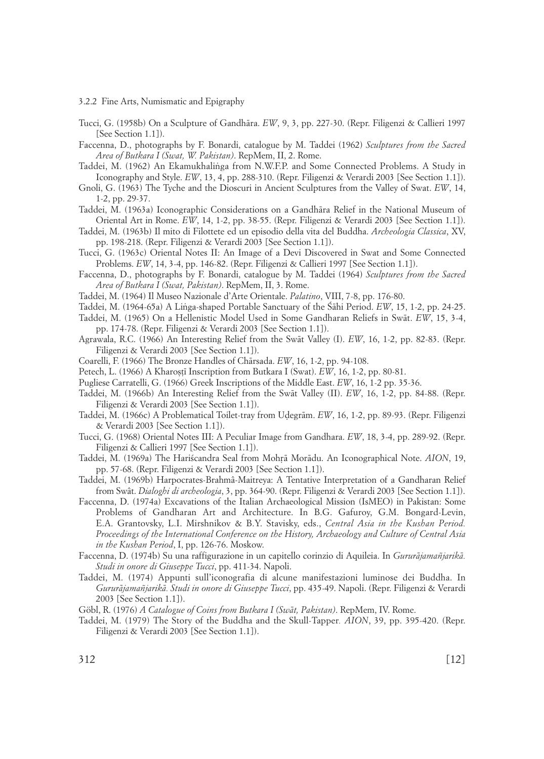### 3.2.2 Fine Arts, Numismatic and Epigraphy

Tucci, G. (1958b) On a Sculpture of Gandhāra. *EW*, 9, 3, pp. 227-30. (Repr. Filigenzi & Callieri 1997 [See Section 1.1]).

Faccenna, D., photographs by F. Bonardi, catalogue by M. Taddei (1962) *Sculptures from the Sacred Area of Butkara I (Swat, W. Pakistan)*. RepMem, II, 2. Rome.

Taddei, M. (1962) An Ekamukhaliṅga from N.W.F.P. and Some Connected Problems. A Study in Iconography and Style. *EW*, 13, 4, pp. 288-310. (Repr. Filigenzi & Verardi 2003 [See Section 1.1]).

Gnoli, G. (1963) The Tyche and the Dioscuri in Ancient Sculptures from the Valley of Swat. *EW*, 14, 1-2, pp. 29-37.

Taddei, M. (1963a) Iconographic Considerations on a Gandhāra Relief in the National Museum of Oriental Art in Rome. *EW*, 14, 1-2, pp. 38-55. (Repr. Filigenzi & Verardi 2003 [See Section 1.1]).

Taddei, M. (1963b) Il mito di Filottete ed un episodio della vita del Buddha. *Archeologia Classica*, XV, pp. 198-218. (Repr. Filigenzi & Verardi 2003 [See Section 1.1]).

Tucci, G. (1963c) Oriental Notes II: An Image of a Devi Discovered in Swat and Some Connected Problems. *EW*, 14, 3-4, pp. 146-82. (Repr. Filigenzi & Callieri 1997 [See Section 1.1]).

Faccenna, D., photographs by F. Bonardi, catalogue by M. Taddei (1964) *Sculptures from the Sacred Area of Butkara I (Swat, Pakistan)*. RepMem, II, 3. Rome.

Taddei, M. (1964) Il Museo Nazionale d'Arte Orientale. *Palatino*, VIII, 7-8, pp. 176-80.

Taddei, M. (1964-65a) A Liṅga-shaped Portable Sanctuary of the Śāhi Period. *EW*, 15, 1-2, pp. 24-25.

Taddei, M. (1965) On a Hellenistic Model Used in Some Gandharan Reliefs in Swāt. *EW*, 15, 3-4, pp. 174-78. (Repr. Filigenzi & Verardi 2003 [See Section 1.1]).

Agrawala, R.C. (1966) An Interesting Relief from the Swāt Valley (I). *EW*, 16, 1-2, pp. 82-83. (Repr. Filigenzi & Verardi 2003 [See Section 1.1]).

Coarelli, F. (1966) The Bronze Handles of Chārsada. *EW*, 16, 1-2, pp. 94-108.

Petech, L. (1966) A Kharoṣṭī Inscription from Butkara I (Swat). *EW*, 16, 1-2, pp. 80-81.

Pugliese Carratelli, G. (1966) Greek Inscriptions of the Middle East. *EW*, 16, 1-2 pp. 35-36.

Taddei, M. (1966b) An Interesting Relief from the Swāt Valley (II). *EW*, 16, 1-2, pp. 84-88. (Repr. Filigenzi & Verardi 2003 [See Section 1.1]).

Taddei, M. (1966c) A Problematical Toilet-tray from Uḍegrām. *EW*, 16, 1-2, pp. 89-93. (Repr. Filigenzi & Verardi 2003 [See Section 1.1]).

Tucci, G. (1968) Oriental Notes III: A Peculiar Image from Gandhara. *EW*, 18, 3-4, pp. 289-92. (Repr. Filigenzi & Callieri 1997 [See Section 1.1]).

Taddei, M. (1969a) The Hariścandra Seal from Mohṛā Morādu. An Iconographical Note. *AION*, 19, pp. 57-68. (Repr. Filigenzi & Verardi 2003 [See Section 1.1]).

Taddei, M. (1969b) Harpocrates-Brahmâ-Maitreya: A Tentative Interpretation of a Gandharan Relief from Swât. *Dialoghi di archeologia*, 3, pp. 364-90. (Repr. Filigenzi & Verardi 2003 [See Section 1.1]).

Faccenna, D. (1974a) Excavations of the Italian Archaeological Mission (IsMEO) in Pakistan: Some Problems of Gandharan Art and Architecture. In B.G. Gafuroy, G.M. Bongard-Levin, E.A. Grantovsky, L.I. Mirshnikov & B.Y. Stavisky, eds., *Central Asia in the Kushan Period. Proceedings of the International Conference on the History, Archaeology and Culture of Central Asia in the Kushan Period*, I, pp. 126-76. Moskow.

Faccenna, D. (1974b) Su una raffigurazione in un capitello corinzio di Aquileia. In *Gururājamañjarikā. Studi in onore di Giuseppe Tucci*, pp. 411-34. Napoli.

Taddei, M. (1974) Appunti sull'iconografia di alcune manifestazioni luminose dei Buddha. In *Gururājamañjarikā. Studi in onore di Giuseppe Tucci*, pp. 435-49. Napoli. (Repr. Filigenzi & Verardi 2003 [See Section 1.1]).

Göbl, R. (1976) *A Catalogue of Coins from Butkara I (Swāt, Pakistan)*. RepMem, IV. Rome.

Taddei, M. (1979) The Story of the Buddha and the Skull-Tapper. *AION*, 39, pp. 395-420. (Repr. Filigenzi & Verardi 2003 [See Section 1.1]).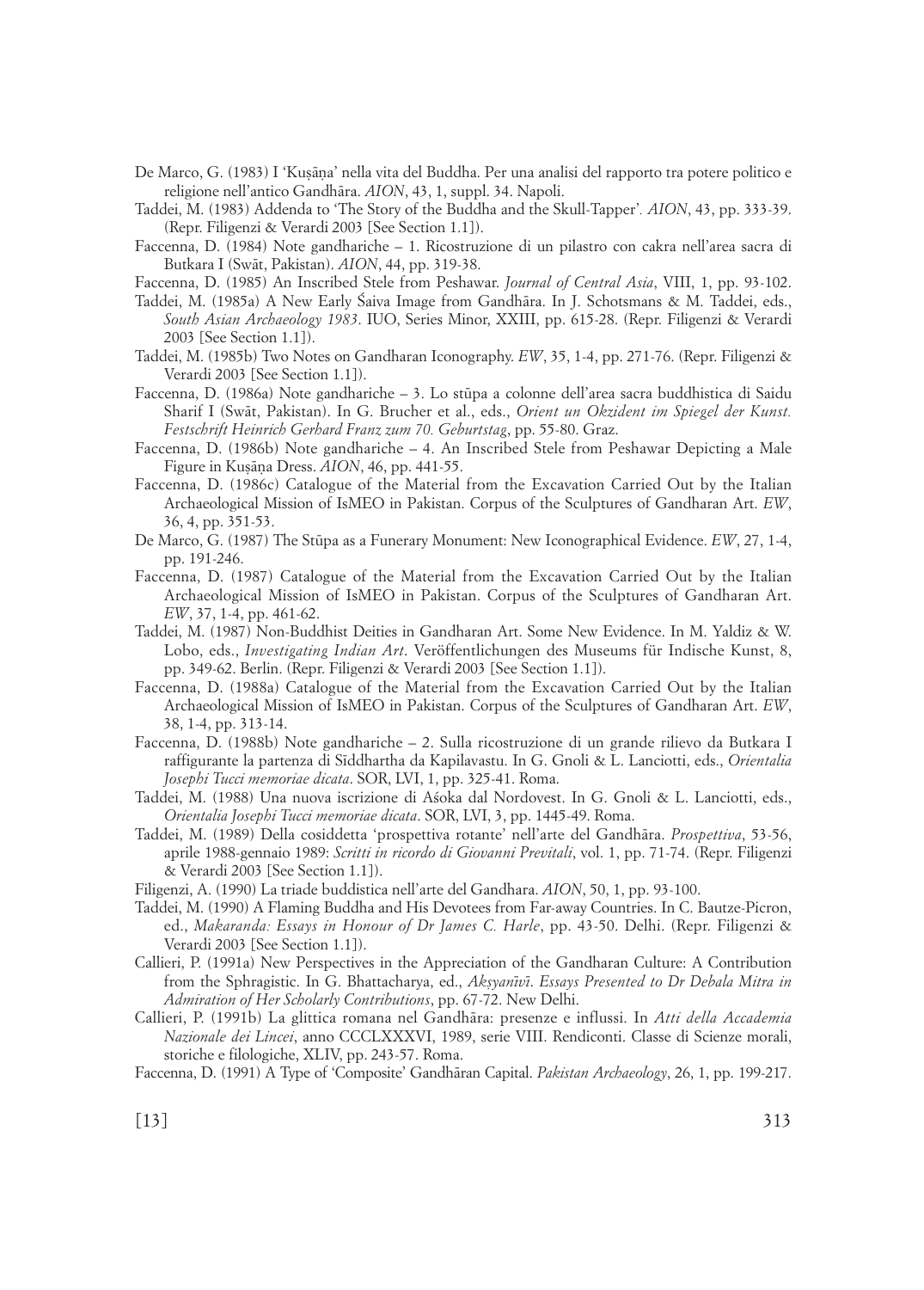De Marco, G. (1983) I 'Kuṣāṇa' nella vita del Buddha. Per una analisi del rapporto tra potere politico e religione nell'antico Gandhāra. *AION*, 43, 1, suppl. 34. Napoli.

Taddei, M. (1983) Addenda to 'The Story of the Buddha and the Skull-Tapper'. *AION*, 43, pp. 333-39. (Repr. Filigenzi & Verardi 2003 [See Section 1.1]).

Faccenna, D. (1984) Note gandhariche – 1. Ricostruzione di un pilastro con cakra nell'area sacra di Butkara I (Swāt, Pakistan). *AION*, 44, pp. 319-38.

Faccenna, D. (1985) An Inscribed Stele from Peshawar. *Journal of Central Asia*, VIII, 1, pp. 93-102.

Taddei, M. (1985a) A New Early Śaiva Image from Gandhāra. In J. Schotsmans & M. Taddei, eds., *South Asian Archaeology 1983*. IUO, Series Minor, XXIII, pp. 615-28. (Repr. Filigenzi & Verardi 2003 [See Section 1.1]).

Taddei, M. (1985b) Two Notes on Gandharan Iconography. *EW*, 35, 1-4, pp. 271-76. (Repr. Filigenzi & Verardi 2003 [See Section 1.1]).

Faccenna, D. (1986a) Note gandhariche – 3. Lo stūpa a colonne dell'area sacra buddhistica di Saidu Sharif I (Swāt, Pakistan). In G. Brucher et al., eds., *Orient un Okzident im Spiegel der Kunst. Festschrift Heinrich Gerhard Franz zum 70. Geburtstag*, pp. 55-80. Graz.

Faccenna, D. (1986b) Note gandhariche – 4. An Inscribed Stele from Peshawar Depicting a Male Figure in Kuṣāṇa Dress. *AION*, 46, pp. 441-55.

Faccenna, D. (1986c) Catalogue of the Material from the Excavation Carried Out by the Italian Archaeological Mission of IsMEO in Pakistan. Corpus of the Sculptures of Gandharan Art. *EW*, 36, 4, pp. 351-53.

De Marco, G. (1987) The Stūpa as a Funerary Monument: New Iconographical Evidence. *EW*, 27, 1-4, pp. 191-246.

Faccenna, D. (1987) Catalogue of the Material from the Excavation Carried Out by the Italian Archaeological Mission of IsMEO in Pakistan. Corpus of the Sculptures of Gandharan Art. *EW*, 37, 1-4, pp. 461-62.

Taddei, M. (1987) Non-Buddhist Deities in Gandharan Art. Some New Evidence. In M. Yaldiz & W. Lobo, eds., *Investigating Indian Art*. Veröffentlichungen des Museums für Indische Kunst, 8, pp. 349-62. Berlin. (Repr. Filigenzi & Verardi 2003 [See Section 1.1]).

Faccenna, D. (1988a) Catalogue of the Material from the Excavation Carried Out by the Italian Archaeological Mission of IsMEO in Pakistan. Corpus of the Sculptures of Gandharan Art. *EW*, 38, 1-4, pp. 313-14.

Faccenna, D. (1988b) Note gandhariche – 2. Sulla ricostruzione di un grande rilievo da Butkara I raffigurante la partenza di Sīddhartha da Kapilavastu. In G. Gnoli & L. Lanciotti, eds., *Orientalia Josephi Tucci memoriae dicata*. SOR, LVI, 1, pp. 325-41. Roma.

Taddei, M. (1988) Una nuova iscrizione di Aśoka dal Nordovest. In G. Gnoli & L. Lanciotti, eds., *Orientalia Josephi Tucci memoriae dicata*. SOR, LVI, 3, pp. 1445-49. Roma.

Taddei, M. (1989) Della cosiddetta 'prospettiva rotante' nell'arte del Gandhāra. *Prospettiva*, 53-56, aprile 1988-gennaio 1989: *Scritti in ricordo di Giovanni Previtali*, vol. 1, pp. 71-74. (Repr. Filigenzi & Verardi 2003 [See Section 1.1]).

Filigenzi, A. (1990) La triade buddistica nell'arte del Gandhara. *AION*, 50, 1, pp. 93-100.

Taddei, M. (1990) A Flaming Buddha and His Devotees from Far-away Countries. In C. Bautze-Picron, ed., *Makaranda: Essays in Honour of Dr James C. Harle*, pp. 43-50. Delhi. (Repr. Filigenzi & Verardi 2003 [See Section 1.1]).

Callieri, P. (1991a) New Perspectives in the Appreciation of the Gandharan Culture: A Contribution from the Sphragistic. In G. Bhattacharya, ed., *Akṣyanīvī. Essays Presented to Dr Debala Mitra in Admiration of Her Scholarly Contributions*, pp. 67-72. New Delhi.

Callieri, P. (1991b) La glittica romana nel Gandhāra: presenze e influssi. In *Atti della Accademia Nazionale dei Lincei*, anno CCCLXXXVI, 1989, serie VIII. Rendiconti. Classe di Scienze morali, storiche e filologiche, XLIV, pp. 243-57. Roma.

Faccenna, D. (1991) A Type of 'Composite' Gandhāran Capital. *Pakistan Archaeology*, 26, 1, pp. 199-217.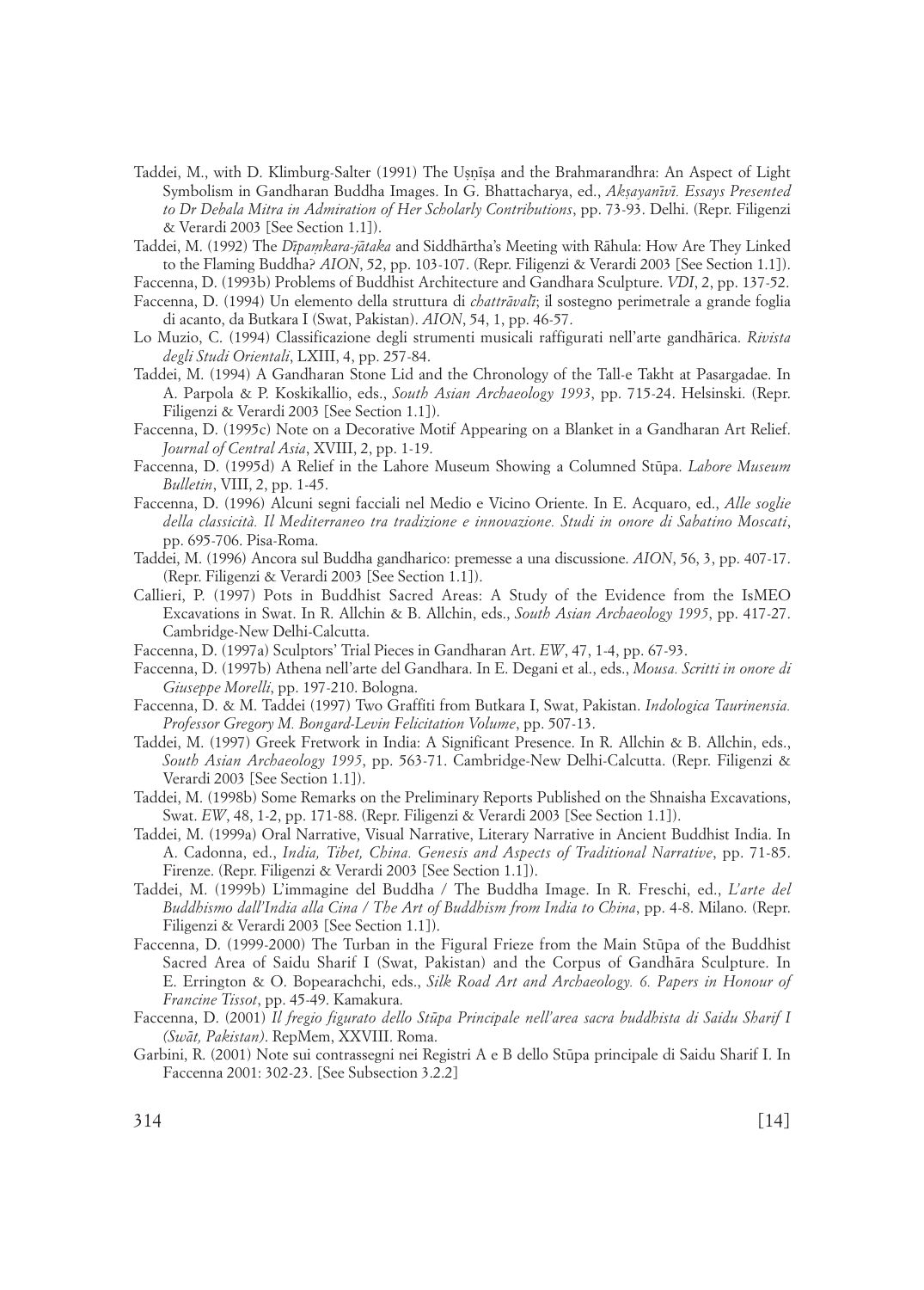Taddei, M., with D. Klimburg-Salter (1991) The Uṣṇīṣa and the Brahmarandhra: An Aspect of Light Symbolism in Gandharan Buddha Images. In G. Bhattacharya, ed., *Akṣayanīvī. Essays Presented to Dr Debala Mitra in Admiration of Her Scholarly Contributions*, pp. 73-93. Delhi. (Repr. Filigenzi & Verardi 2003 [See Section 1.1]).

Taddei, M. (1992) The *Dīpaṃkara-jātaka* and Siddhārtha's Meeting with Rāhula: How Are They Linked to the Flaming Buddha? *AION*, 52, pp. 103-107. (Repr. Filigenzi & Verardi 2003 [See Section 1.1]).

Faccenna, D. (1993b) Problems of Buddhist Architecture and Gandhara Sculpture. *VDI*, 2, pp. 137-52.

Faccenna, D. (1994) Un elemento della struttura di *chattrāvalī*; il sostegno perimetrale a grande foglia di acanto, da Butkara I (Swat, Pakistan). *AION*, 54, 1, pp. 46-57.

Lo Muzio, C. (1994) Classificazione degli strumenti musicali raffigurati nell'arte gandhārica. *Rivista degli Studi Orientali*, LXIII, 4, pp. 257-84.

Taddei, M. (1994) A Gandharan Stone Lid and the Chronology of the Tall-e Takht at Pasargadae. In A. Parpola & P. Koskikallio, eds., *South Asian Archaeology 1993*, pp. 715-24. Helsinski. (Repr. Filigenzi & Verardi 2003 [See Section 1.1]).

Faccenna, D. (1995c) Note on a Decorative Motif Appearing on a Blanket in a Gandharan Art Relief. *Journal of Central Asia*, XVIII, 2, pp. 1-19.

Faccenna, D. (1995d) A Relief in the Lahore Museum Showing a Columned Stūpa. *Lahore Museum Bulletin*, VIII, 2, pp. 1-45.

Faccenna, D. (1996) Alcuni segni facciali nel Medio e Vicino Oriente. In E. Acquaro, ed., *Alle soglie della classicità. Il Mediterraneo tra tradizione e innovazione. Studi in onore di Sabatino Moscati*, pp. 695-706. Pisa-Roma.

Taddei, M. (1996) Ancora sul Buddha gandharico: premesse a una discussione. *AION*, 56, 3, pp. 407-17. (Repr. Filigenzi & Verardi 2003 [See Section 1.1]).

Callieri, P. (1997) Pots in Buddhist Sacred Areas: A Study of the Evidence from the IsMEO Excavations in Swat. In R. Allchin & B. Allchin, eds., *South Asian Archaeology 1995*, pp. 417-27. Cambridge-New Delhi-Calcutta.

Faccenna, D. (1997a) Sculptors' Trial Pieces in Gandharan Art. *EW*, 47, 1-4, pp. 67-93.

Faccenna, D. (1997b) Athena nell'arte del Gandhara. In E. Degani et al., eds., *Mousa. Scritti in onore di Giuseppe Morelli*, pp. 197-210. Bologna.

Faccenna, D. & M. Taddei (1997) Two Graffiti from Butkara I, Swat, Pakistan. *Indologica Taurinensia. Professor Gregory M. Bongard-Levin Felicitation Volume*, pp. 507-13.

Taddei, M. (1997) Greek Fretwork in India: A Significant Presence. In R. Allchin & B. Allchin, eds., *South Asian Archaeology 1995*, pp. 563-71. Cambridge-New Delhi-Calcutta. (Repr. Filigenzi & Verardi 2003 [See Section 1.1]).

Taddei, M. (1998b) Some Remarks on the Preliminary Reports Published on the Shnaisha Excavations, Swat. *EW*, 48, 1-2, pp. 171-88. (Repr. Filigenzi & Verardi 2003 [See Section 1.1]).

Taddei, M. (1999a) Oral Narrative, Visual Narrative, Literary Narrative in Ancient Buddhist India. In A. Cadonna, ed., *India, Tibet, China. Genesis and Aspects of Traditional Narrative*, pp. 71-85. Firenze. (Repr. Filigenzi & Verardi 2003 [See Section 1.1]).

Taddei, M. (1999b) L'immagine del Buddha / The Buddha Image. In R. Freschi, ed., *L'arte del Buddhismo dall'India alla Cina / The Art of Buddhism from India to China*, pp. 4-8. Milano. (Repr. Filigenzi & Verardi 2003 [See Section 1.1]).

Faccenna, D. (1999-2000) The Turban in the Figural Frieze from the Main Stūpa of the Buddhist Sacred Area of Saidu Sharif I (Swat, Pakistan) and the Corpus of Gandhāra Sculpture. In E. Errington & O. Bopearachchi, eds., *Silk Road Art and Archaeology. 6. Papers in Honour of Francine Tissot*, pp. 45-49. Kamakura.

Faccenna, D. (2001) *Il fregio figurato dello Stūpa Principale nell'area sacra buddhista di Saidu Sharif I (Swāt, Pakistan)*. RepMem, XXVIII. Roma.

Garbini, R. (2001) Note sui contrassegni nei Registri A e B dello Stūpa principale di Saidu Sharif I. In Faccenna 2001: 302-23. [See Subsection 3.2.2]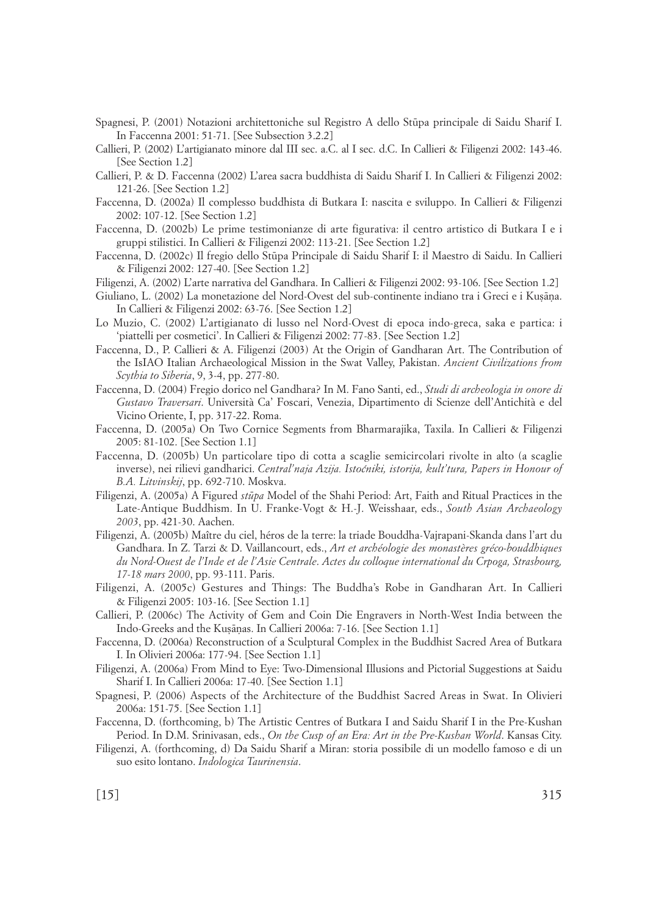Spagnesi, P. (2001) Notazioni architettoniche sul Registro A dello Stūpa principale di Saidu Sharif I. In Faccenna 2001: 51-71. [See Subsection 3.2.2]

Callieri, P. (2002) L'artigianato minore dal III sec. a.C. al I sec. d.C. In Callieri & Filigenzi 2002: 143-46. [See Section 1.2]

Callieri, P. & D. Faccenna (2002) L'area sacra buddhista di Saidu Sharif I. In Callieri & Filigenzi 2002: 121-26. [See Section 1.2]

Faccenna, D. (2002a) Il complesso buddhista di Butkara I: nascita e sviluppo. In Callieri & Filigenzi 2002: 107-12. [See Section 1.2]

Faccenna, D. (2002b) Le prime testimonianze di arte figurativa: il centro artistico di Butkara I e i gruppi stilistici. In Callieri & Filigenzi 2002: 113-21. [See Section 1.2]

Faccenna, D. (2002c) Il fregio dello Stūpa Principale di Saidu Sharif I: il Maestro di Saidu. In Callieri & Filigenzi 2002: 127-40. [See Section 1.2]

Filigenzi, A. (2002) L'arte narrativa del Gandhara. In Callieri & Filigenzi 2002: 93-106. [See Section 1.2]

Giuliano, L. (2002) La monetazione del Nord-Ovest del sub-continente indiano tra i Greci e i Kuṣāṇa. In Callieri & Filigenzi 2002: 63-76. [See Section 1.2]

Lo Muzio, C. (2002) L'artigianato di lusso nel Nord-Ovest di epoca indo-greca, saka e partica: i 'piattelli per cosmetici'. In Callieri & Filigenzi 2002: 77-83. [See Section 1.2]

Faccenna, D., P. Callieri & A. Filigenzi (2003) At the Origin of Gandharan Art. The Contribution of the IsIAO Italian Archaeological Mission in the Swat Valley, Pakistan. *Ancient Civilizations from Scythia to Siberia*, 9, 3-4, pp. 277-80.

Faccenna, D. (2004) Fregio dorico nel Gandhara? In M. Fano Santi, ed., *Studi di archeologia in onore di Gustavo Traversari*. Università Ca' Foscari, Venezia, Dipartimento di Scienze dell'Antichità e del Vicino Oriente, I, pp. 317-22. Roma.

Faccenna, D. (2005a) On Two Cornice Segments from Bharmarajika, Taxila. In Callieri & Filigenzi 2005: 81-102. [See Section 1.1]

Faccenna, D. (2005b) Un particolare tipo di cotta a scaglie semicircolari rivolte in alto (a scaglie inverse), nei rilievi gandharici. *Central'naja Azija. Istoćniki, istorija, kult'tura, Papers in Honour of B.A. Litvinskij*, pp. 692-710. Moskva.

Filigenzi, A. (2005a) A Figured *stūpa* Model of the Shahi Period: Art, Faith and Ritual Practices in the Late-Antique Buddhism. In U. Franke-Vogt & H.-J. Weisshaar, eds., *South Asian Archaeology 2003*, pp. 421-30. Aachen.

Filigenzi, A. (2005b) Maître du ciel, héros de la terre: la triade Bouddha-Vajrapani-Skanda dans l'art du Gandhara. In Z. Tarzi & D. Vaillancourt, eds., *Art et archéologie des monastères gréco-bouddhiques du Nord-Ouest de l'Inde et de l'Asie Centrale. Actes du colloque international du Crpoga, Strasbourg, 17-18 mars 2000*, pp. 93-111. Paris.

Filigenzi, A. (2005c) Gestures and Things: The Buddha's Robe in Gandharan Art. In Callieri & Filigenzi 2005: 103-16. [See Section 1.1]

Callieri, P. (2006c) The Activity of Gem and Coin Die Engravers in North-West India between the Indo-Greeks and the Kuṣāṇas. In Callieri 2006a: 7-16. [See Section 1.1]

Faccenna, D. (2006a) Reconstruction of a Sculptural Complex in the Buddhist Sacred Area of Butkara I. In Olivieri 2006a: 177-94. [See Section 1.1]

Filigenzi, A. (2006a) From Mind to Eye: Two-Dimensional Illusions and Pictorial Suggestions at Saidu Sharif I. In Callieri 2006a: 17-40. [See Section 1.1]

Spagnesi, P. (2006) Aspects of the Architecture of the Buddhist Sacred Areas in Swat. In Olivieri 2006a: 151-75. [See Section 1.1]

Faccenna, D. (forthcoming, b) The Artistic Centres of Butkara I and Saidu Sharif I in the Pre-Kushan Period. In D.M. Srinivasan, eds., *On the Cusp of an Era: Art in the Pre-Kushan World*. Kansas City.

Filigenzi, A. (forthcoming, d) Da Saidu Sharif a Miran: storia possibile di un modello famoso e di un suo esito lontano. *Indologica Taurinensia*.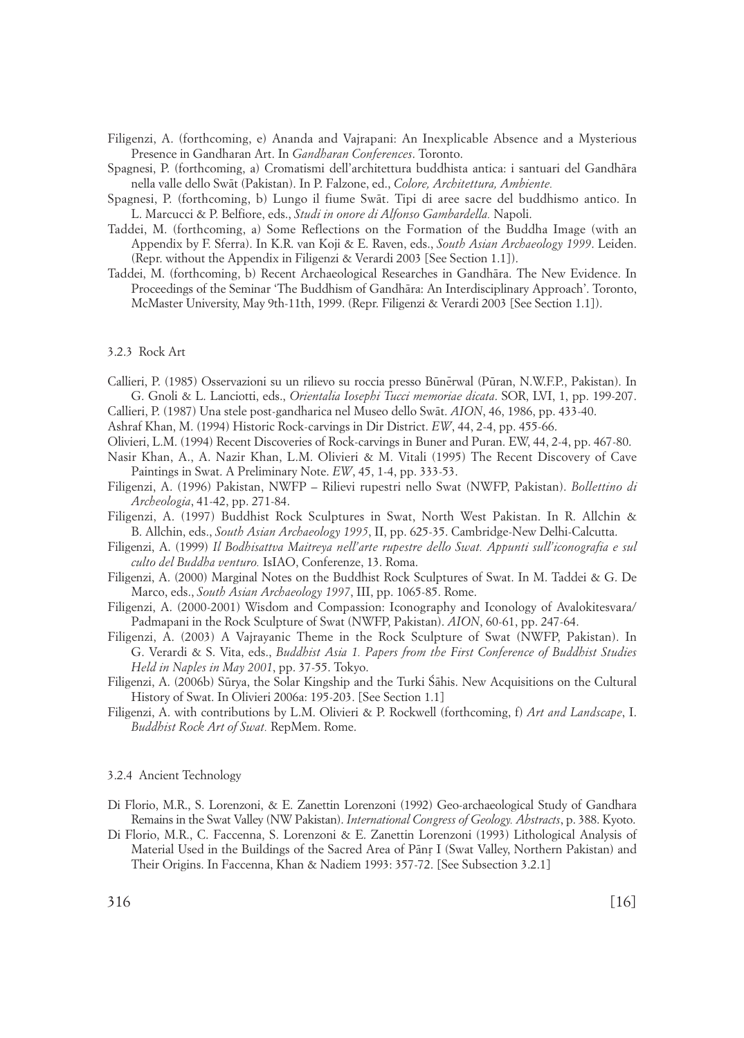Filigenzi, A. (forthcoming, e) Ananda and Vajrapani: An Inexplicable Absence and a Mysterious Presence in Gandharan Art. In *Gandharan Conferences*. Toronto.

Spagnesi, P. (forthcoming, a) Cromatismi dell'architettura buddhista antica: i santuari del Gandhāra nella valle dello Swāt (Pakistan). In P. Falzone, ed., *Colore, Architettura, Ambiente.*

Spagnesi, P. (forthcoming, b) Lungo il fiume Swāt. Tipi di aree sacre del buddhismo antico. In L. Marcucci & P. Belfiore, eds., *Studi in onore di Alfonso Gambardella.* Napoli.

Taddei, M. (forthcoming, a) Some Reflections on the Formation of the Buddha Image (with an Appendix by F. Sferra). In K.R. van Koji & E. Raven, eds., *South Asian Archaeology 1999*. Leiden. (Repr. without the Appendix in Filigenzi 2003 [See Section 1.1]).

Taddei, M. (forthcoming, b) Recent Archaeological Researches in Gandhāra. The New Evidence. In Proceedings of the Seminar 'The Buddhism of Gandhāra: An Interdisciplinary Approach'. Toronto, McMaster University, May 9th-11th, 1999. (Repr. Filigenzi & Verardi 2003 [See Section 1.1]).

### 3.2.3 Rock Art

Callieri, P. (1985) Osservazioni su un rilievo su roccia presso Būnērwal (Pūran, N.W.F.P., Pakistan). In G. Gnoli & L. Lanciotti, eds., *Orientalia Iosephi Tucci memoriae dicata*. SOR, LVI, 1, pp. 199-207.

Callieri, P. (1987) Una stele post-gandharica nel Museo dello Swāt. *AION*, 46, 1986, pp. 433-40.

Ashraf Khan, M. (1994) Historic Rock-carvings in Dir District. *EW*, 44, 2-4, pp. 455-66.

Olivieri, L.M. (1994) Recent Discoveries of Rock-carvings in Buner and Puran. EW, 44, 2-4, pp. 467-80.

Nasir Khan, A., A. Nazir Khan, L.M. Olivieri & M. Vitali (1995) The Recent Discovery of Cave Paintings in Swat. A Preliminary Note. *EW*, 45, 1-4, pp. 333-53.

Filigenzi, A. (1996) Pakistan, NWFP – Rilievi rupestri nello Swat (NWFP, Pakistan). *Bollettino di Archeologia*, 41-42, pp. 271-84.

Filigenzi, A. (1997) Buddhist Rock Sculptures in Swat, North West Pakistan. In R. Allchin & B. Allchin, eds., *South Asian Archaeology 1995*, II, pp. 625-35. Cambridge-New Delhi-Calcutta.

Filigenzi, A. (1999) *Il Bodhisattva Maitreya nell'arte rupestre dello Swat. Appunti sull'iconografia e sul culto del Buddha venturo.* IsIAO, Conferenze, 13. Roma.

Filigenzi, A. (2000) Marginal Notes on the Buddhist Rock Sculptures of Swat. In M. Taddei & G. De Marco, eds., *South Asian Archaeology 1997*, III, pp. 1065-85. Rome.

Filigenzi, A. (2000-2001) Wisdom and Compassion: Iconography and Iconology of Avalokitesvara/ Padmapani in the Rock Sculpture of Swat (NWFP, Pakistan). *AION*, 60-61, pp. 247-64.

Filigenzi, A. (2003) A Vajrayanic Theme in the Rock Sculpture of Swat (NWFP, Pakistan). In G. Verardi & S. Vita, eds., *Buddhist Asia 1. Papers from the First Conference of Buddhist Studies Held in Naples in May 2001*, pp. 37-55. Tokyo.

Filigenzi, A. (2006b) Sūrya, the Solar Kingship and the Turki Śāhis. New Acquisitions on the Cultural History of Swat. In Olivieri 2006a: 195-203. [See Section 1.1]

Filigenzi, A. with contributions by L.M. Olivieri & P. Rockwell (forthcoming, f) *Art and Landscape*, I. *Buddhist Rock Art of Swat.* RepMem. Rome.

### 3.2.4 Ancient Technology

Di Florio, M.R., S. Lorenzoni, & E. Zanettin Lorenzoni (1992) Geo-archaeological Study of Gandhara Remains in the Swat Valley (NW Pakistan). *International Congress of Geology. Abstracts*, p. 388. Kyoto.

Di Florio, M.R., C. Faccenna, S. Lorenzoni & E. Zanettin Lorenzoni (1993) Lithological Analysis of Material Used in the Buildings of the Sacred Area of Pāṇṛ I (Swat Valley, Northern Pakistan) and Their Origins. In Faccenna, Khan & Nadiem 1993: 357-72. [See Subsection 3.2.1]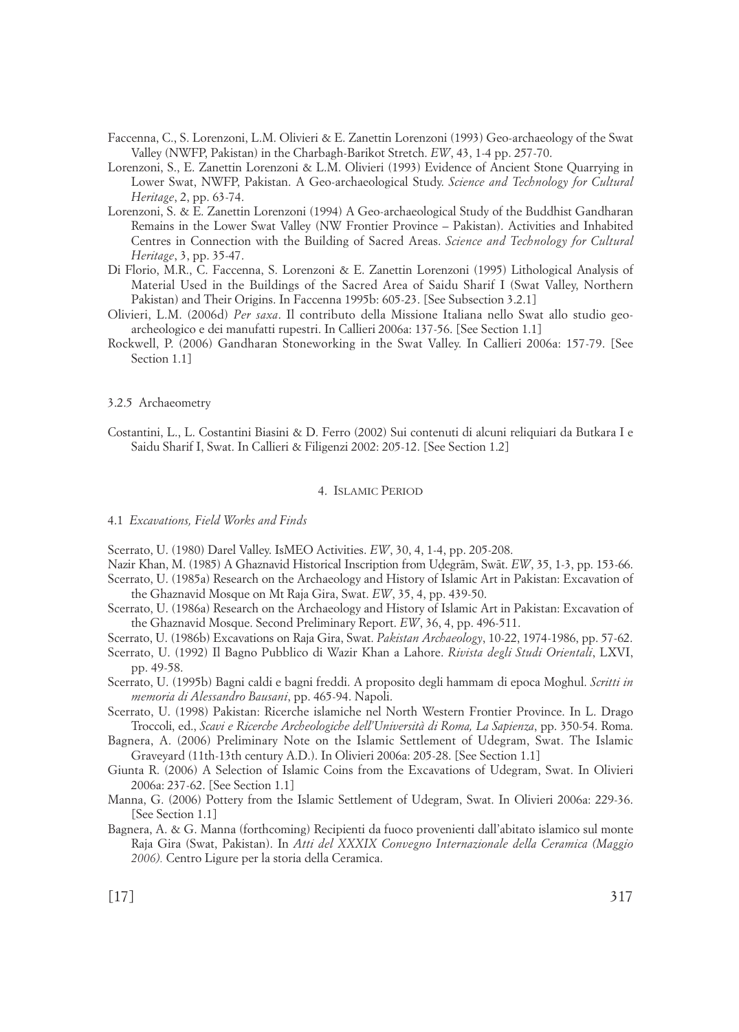Faccenna, C., S. Lorenzoni, L.M. Olivieri & E. Zanettin Lorenzoni (1993) Geo-archaeology of the Swat Valley (NWFP, Pakistan) in the Charbagh-Barikot Stretch. *EW*, 43, 1-4 pp. 257-70.

Lorenzoni, S., E. Zanettin Lorenzoni & L.M. Olivieri (1993) Evidence of Ancient Stone Quarrying in Lower Swat, NWFP, Pakistan. A Geo-archaeological Study. *Science and Technology for Cultural Heritage*, 2, pp. 63-74.

Lorenzoni, S. & E. Zanettin Lorenzoni (1994) A Geo-archaeological Study of the Buddhist Gandharan Remains in the Lower Swat Valley (NW Frontier Province – Pakistan). Activities and Inhabited Centres in Connection with the Building of Sacred Areas. *Science and Technology for Cultural Heritage*, 3, pp. 35-47.

Di Florio, M.R., C. Faccenna, S. Lorenzoni & E. Zanettin Lorenzoni (1995) Lithological Analysis of Material Used in the Buildings of the Sacred Area of Saidu Sharif I (Swat Valley, Northern Pakistan) and Their Origins. In Faccenna 1995b: 605-23. [See Subsection 3.2.1]

Olivieri, L.M. (2006d) *Per saxa*. Il contributo della Missione Italiana nello Swat allo studio geo-archeologico e dei manufatti rupestri. In Callieri 2006a: 137-56. [See Section 1.1]

Rockwell, P. (2006) Gandharan Stoneworking in the Swat Valley. In Callieri 2006a: 157-79. [See Section 1.1]

### 3.2.5 Archaeometry

Costantini, L., L. Costantini Biasini & D. Ferro (2002) Sui contenuti di alcuni reliquiari da Butkara I e Saidu Sharif I, Swat. In Callieri & Filigenzi 2002: 205-12. [See Section 1.2]

## 4. Islamic Period

### 4.1 *Excavations, Field Works and Finds*

Scerrato, U. (1980) Darel Valley. IsMEO Activities. *EW*, 30, 4, 1-4, pp. 205-208.

Nazir Khan, M. (1985) A Ghaznavid Historical Inscription from Uḍegrām, Swāt. *EW*, 35, 1-3, pp. 153-66.

Scerrato, U. (1985a) Research on the Archaeology and History of Islamic Art in Pakistan: Excavation of the Ghaznavid Mosque on Mt Raja Gira, Swat. *EW*, 35, 4, pp. 439-50.

Scerrato, U. (1986a) Research on the Archaeology and History of Islamic Art in Pakistan: Excavation of the Ghaznavid Mosque. Second Preliminary Report. *EW*, 36, 4, pp. 496-511.

Scerrato, U. (1986b) Excavations on Raja Gira, Swat. *Pakistan Archaeology*, 10-22, 1974-1986, pp. 57-62.

Scerrato, U. (1992) Il Bagno Pubblico di Wazir Khan a Lahore. *Rivista degli Studi Orientali*, LXVI, pp. 49-58.

Scerrato, U. (1995b) Bagni caldi e bagni freddi. A proposito degli hammam di epoca Moghul. *Scritti in memoria di Alessandro Bausani*, pp. 465-94. Napoli.

Scerrato, U. (1998) Pakistan: Ricerche islamiche nel North Western Frontier Province. In L. Drago Troccoli, ed., *Scavi e Ricerche Archeologiche dell'Università di Roma, La Sapienza*, pp. 350-54. Roma.

Bagnera, A. (2006) Preliminary Note on the Islamic Settlement of Udegram, Swat. The Islamic Graveyard (11th-13th century A.D.). In Olivieri 2006a: 205-28. [See Section 1.1]

Giunta R. (2006) A Selection of Islamic Coins from the Excavations of Udegram, Swat. In Olivieri 2006a: 237-62. [See Section 1.1]

Manna, G. (2006) Pottery from the Islamic Settlement of Udegram, Swat. In Olivieri 2006a: 229-36. [See Section 1.1]

Bagnera, A. & G. Manna (forthcoming) Recipienti da fuoco provenienti dall'abitato islamico sul monte Raja Gira (Swat, Pakistan). In *Atti del XXXIX Convegno Internazionale della Ceramica (Maggio 2006).* Centro Ligure per la storia della Ceramica.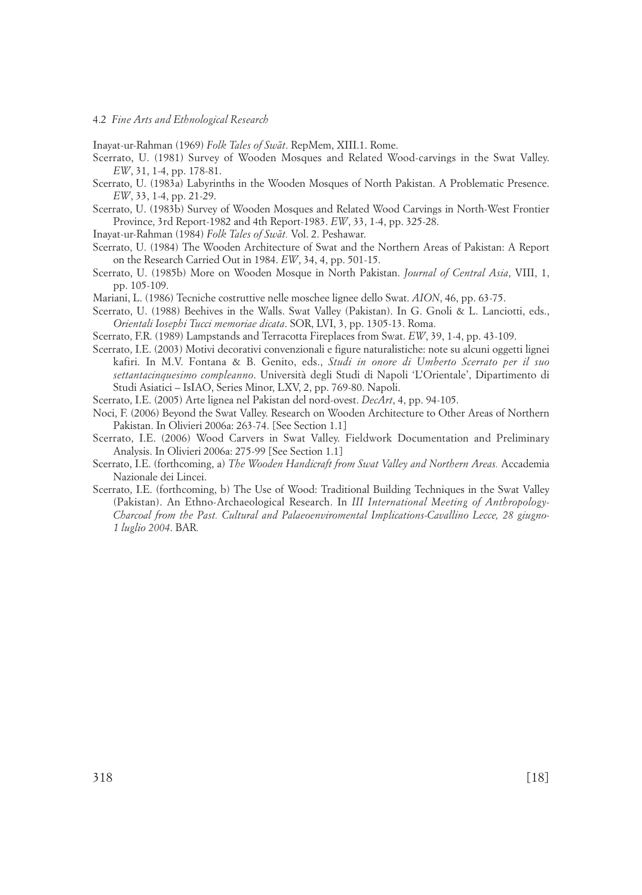### 4.2 *Fine Arts and Ethnological Research*

Inayat-ur-Rahman (1969) *Folk Tales of Swāt*. RepMem, XIII.1. Rome.

Scerrato, U. (1981) Survey of Wooden Mosques and Related Wood-carvings in the Swat Valley. *EW*, 31, 1-4, pp. 178-81.

Scerrato, U. (1983a) Labyrinths in the Wooden Mosques of North Pakistan. A Problematic Presence. *EW*, 33, 1-4, pp. 21-29.

Scerrato, U. (1983b) Survey of Wooden Mosques and Related Wood Carvings in North-West Frontier Province, 3rd Report-1982 and 4th Report-1983. *EW*, 33, 1-4, pp. 325-28.

Inayat-ur-Rahman (1984) *Folk Tales of Swāt.* Vol. 2. Peshawar.

Scerrato, U. (1984) The Wooden Architecture of Swat and the Northern Areas of Pakistan: A Report on the Research Carried Out in 1984. *EW*, 34, 4, pp. 501-15.

Scerrato, U. (1985b) More on Wooden Mosque in North Pakistan. *Journal of Central Asia*, VIII, 1, pp. 105-109.

Mariani, L. (1986) Tecniche costruttive nelle moschee lignee dello Swat. *AION*, 46, pp. 63-75.

Scerrato, U. (1988) Beehives in the Walls. Swat Valley (Pakistan). In G. Gnoli & L. Lanciotti, eds., *Orientali Iosephi Tucci memoriae dicata*. SOR, LVI, 3, pp. 1305-13. Roma.

Scerrato, F.R. (1989) Lampstands and Terracotta Fireplaces from Swat. *EW*, 39, 1-4, pp. 43-109.

Scerrato, I.E. (2003) Motivi decorativi convenzionali e figure naturalistiche: note su alcuni oggetti lignei kafiri. In M.V. Fontana & B. Genito, eds., *Studi in onore di Umberto Scerrato per il suo settantacinquesimo compleanno*. Università degli Studi di Napoli 'L'Orientale', Dipartimento di Studi Asiatici – IsIAO, Series Minor, LXV, 2, pp. 769-80. Napoli.

Scerrato, I.E. (2005) Arte lignea nel Pakistan del nord-ovest. *DecArt*, 4, pp. 94-105.

Noci, F. (2006) Beyond the Swat Valley. Research on Wooden Architecture to Other Areas of Northern Pakistan. In Olivieri 2006a: 263-74. [See Section 1.1]

Scerrato, I.E. (2006) Wood Carvers in Swat Valley. Fieldwork Documentation and Preliminary Analysis. In Olivieri 2006a: 275-99 [See Section 1.1]

Scerrato, I.E. (forthcoming, a) *The Wooden Handicraft from Swat Valley and Northern Areas.* Accademia Nazionale dei Lincei.

Scerrato, I.E. (forthcoming, b) The Use of Wood: Traditional Building Techniques in the Swat Valley (Pakistan). An Ethno-Archaeological Research. In *III International Meeting of Anthropology-Charcoal from the Past. Cultural and Palaeoenviromental Implications-Cavallino Lecce, 28 giugno-1 luglio 2004*. BAR.